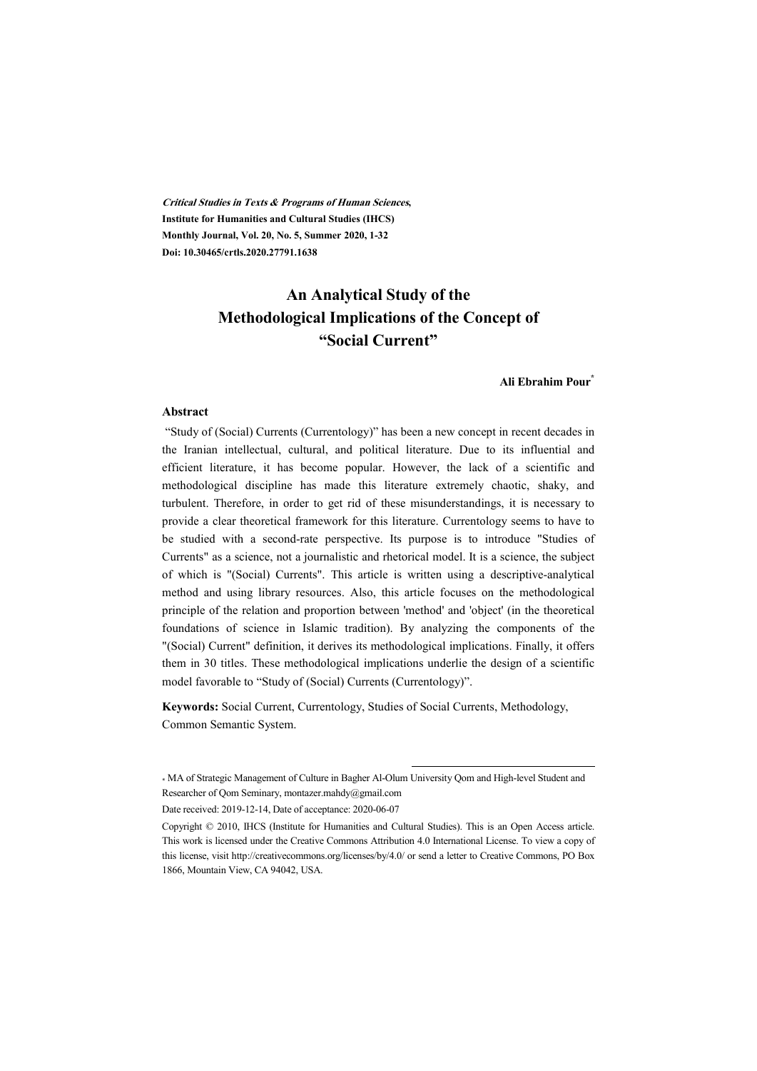***Critical Studies in Texts & Programs of Human Sciences*,**
**Institute for Humanities and Cultural Studies (IHCS)**
**Monthly Journal, Vol. 20, No. 5, Summer 2020, 1-32**
**Doi: 10.30465/crtls.2020.27791.1638**

# An Analytical Study of the Methodological Implications of the Concept of "Social Current"

**Ali Ebrahim Pour***

### Abstract

"Study of (Social) Currents (Currentology)" has been a new concept in recent decades in the Iranian intellectual, cultural, and political literature. Due to its influential and efficient literature, it has become popular. However, the lack of a scientific and methodological discipline has made this literature extremely chaotic, shaky, and turbulent. Therefore, in order to get rid of these misunderstandings, it is necessary to provide a clear theoretical framework for this literature. Currentology seems to have to be studied with a second-rate perspective. Its purpose is to introduce "Studies of Currents" as a science, not a journalistic and rhetorical model. It is a science, the subject of which is "(Social) Currents". This article is written using a descriptive-analytical method and using library resources. Also, this article focuses on the methodological principle of the relation and proportion between 'method' and 'object' (in the theoretical foundations of science in Islamic tradition). By analyzing the components of the "(Social) Current" definition, it derives its methodological implications. Finally, it offers them in 30 titles. These methodological implications underlie the design of a scientific model favorable to "Study of (Social) Currents (Currentology)".

**Keywords:** Social Current, Currentology, Studies of Social Currents, Methodology, Common Semantic System.

---

\* MA of Strategic Management of Culture in Bagher Al-Olum University Qom and High-level Student and Researcher of Qom Seminary, montazer.mahdy@gmail.com

Date received: 2019-12-14, Date of acceptance: 2020-06-07

Copyright © 2010, IHCS (Institute for Humanities and Cultural Studies). This is an Open Access article. This work is licensed under the Creative Commons Attribution 4.0 International License. To view a copy of this license, visit http://creativecommons.org/licenses/by/4.0/ or send a letter to Creative Commons, PO Box 1866, Mountain View, CA 94042, USA.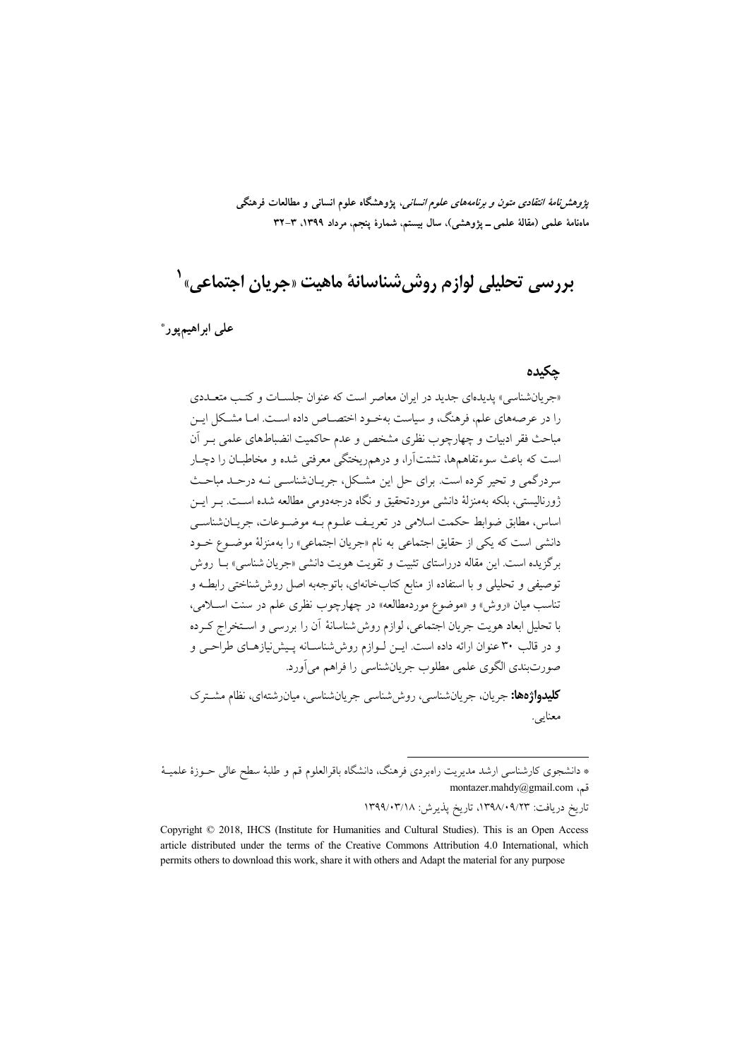# بررسی تحلیلی لوازم روش‌شناسانهٔ ماهیت «جریان اجتماعی»[1]

**علی ابراهیم‌پور***

## چکیده

«جریان‌شناسی» پدیده‌ای جدید در ایران معاصر است که عنوان جلسات و کتب متعددی را در عرصه‌های علم، فرهنگ، و سیاست به‌خود اختصاص داده است. اما مشکل این مباحث فقر ادبیات و چهارچوب نظری مشخص و عدم حاکمیت انضباط‌های علمی بر آن است که باعث سوءتفاهم‌ها، تشتت‌آرا، و درهم‌ریختگی معرفتی شده و مخاطبان را دچار سردرگمی و تحیر کرده است. برای حل این مشکل، جریان‌شناسی نه درحد مباحث ژورنالیستی، بلکه به‌منزلهٔ دانشی موردتحقیق و نگاه درجه‌دومی مطالعه شده است. بر این اساس، مطابق ضوابط حکمت اسلامی در تعریف علوم به موضوعات، جریان‌شناسی دانشی است که یکی از حقایق اجتماعی به نام «جریان اجتماعی» را به‌منزلهٔ موضوع خود برگزیده است. این مقاله درراستای تثبیت و تقویت هویت دانشی «جریان‌شناسی» با روش توصیفی و تحلیلی و با استفاده از منابع کتاب‌خانه‌ای، باتوجه‌به اصل روش‌شناختی رابطه و تناسب میان «روش» و «موضوع موردمطالعه» در چهارچوب نظری علم در سنت اسلامی، با تحلیل ابعاد هویت جریان اجتماعی، لوازم روش‌شناسانهٔ آن را بررسی و استخراج کرده و در قالب ۳۰ عنوان ارائه داده است. این لوازم روش‌شناسانه پیش‌نیازهای طراحی و صورت‌بندی الگوی علمی مطلوب جریان‌شناسی را فراهم می‌آورد.

**کلیدواژه‌ها:** جریان، جریان‌شناسی، روش‌شناسی جریان‌شناسی، میان‌رشته‌ای، نظام مشترک معنایی.

---

* دانشجوی کارشناسی ارشد مدیریت راهبردی فرهنگ، دانشگاه باقرالعلوم قم و طلبهٔ سطح عالی حوزهٔ علمیهٔ قم، montazer.mahdy@gmail.com

تاریخ دریافت: ۱۳۹۸/۰۹/۲۳، تاریخ پذیرش: ۱۳۹۹/۰۳/۱۸

Copyright © 2018, IHCS (Institute for Humanities and Cultural Studies). This is an Open Access article distributed under the terms of the Creative Commons Attribution 4.0 International, which permits others to download this work, share it with others and Adapt the material for any purpose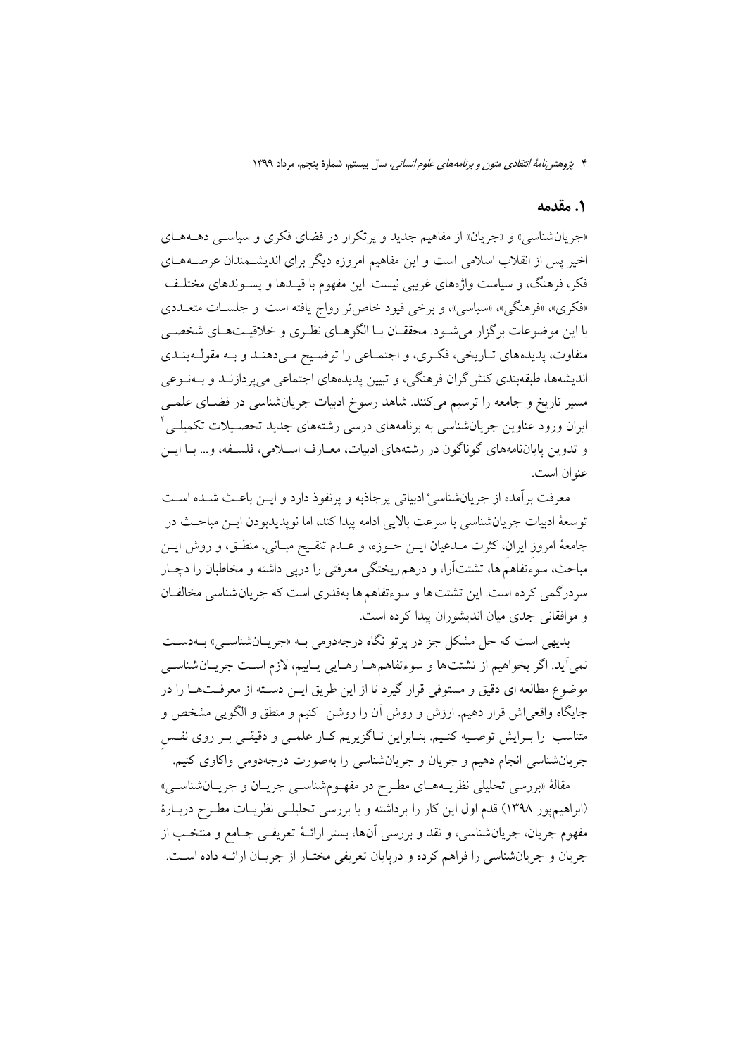## ۱. مقدمه

«جریان‌شناسی» و «جریان» از مفاهیم جدید و پرتکرار در فضای فکری و سیاسی دهه‌های اخیر پس از انقلاب اسلامی است و این مفاهیم امروزه دیگر برای اندیشمندان عرصه‌های فکر، فرهنگ، و سیاست واژه‌های غریبی نیست. این مفهوم با قیدها و پسوندهای مختلف «فکری»، «فرهنگی»، «سیاسی»، و برخی قیود خاص‌تر رواج یافته است و جلسات متعددی با این موضوعات برگزار می‌شود. محققان با الگوهای نظری و خلاقیت‌های شخصی متفاوت، پدیده‌های تاریخی، فکری، و اجتماعی را توضیح می‌دهند و به مقوله‌بندی اندیشه‌ها، طبقه‌بندی کنش‌گران فرهنگی، و تبیین پدیده‌های اجتماعی می‌پردازند و به‌نوعی مسیر تاریخ و جامعه را ترسیم می‌کنند. شاهد رسوخ ادبیات جریان‌شناسی در فضای علمی ایران ورود عناوین جریان‌شناسی به برنامه‌های درسی رشته‌های جدید تحصیلات تکمیلی[۲] و تدوین پایان‌نامه‌های گوناگون در رشته‌های ادبیات، معارف اسلامی، فلسفه، و... با این عنوان است.

معرفت برآمده از جریان‌شناسیْ ادبیاتی پرجاذبه و پرنفوذ دارد و این باعث شده است توسعهٔ ادبیات جریان‌شناسی با سرعت بالایی ادامه پیدا کند، اما نوپدیدبودن این مباحث در جامعهٔ امروز ایران، کثرت مدعیان این حوزه، و عدم تنقیح مبانی، منطق، و روش این مباحث، سوءتفاهم‌ها، تشتت‌آرا، و درهم‌ریختگی معرفتی را درپی داشته و مخاطبان را دچار سردرگمی کرده است. این تشتت‌ها و سوءتفاهم‌ها به‌قدری است که جریان‌شناسی مخالفان و موافقانی جدی میان اندیشوران پیدا کرده است.

بدیهی است که حل مشکل جز در پرتو نگاه درجه‌دومی به «جریان‌شناسی» به‌دست نمی‌آید. اگر بخواهیم از تشتت‌ها و سوءتفاهم‌ها رهایی یابیم، لازم است جریان‌شناسی موضوع مطالعه ای دقیق و مستوفی قرار گیرد تا از این طریق این دسته از معرفت‌ها را در جایگاه واقعی‌اش قرار دهیم. ارزش و روش آن را روشن کنیم و منطق و الگویی مشخص و متناسب را برایش توصیه کنیم. بنابراین ناگزیریم کار علمی و دقیقی بر روی نفسِ جریان‌شناسی انجام دهیم و جریان و جریان‌شناسی را به‌صورت درجه‌دومی واکاوی کنیم.

مقالهٔ «بررسی تحلیلی نظریه‌های مطرح در مفهوم‌شناسی جریان و جریان‌شناسی» (ابراهیم‌پور ۱۳۹۸) قدم اول این کار را برداشته و با بررسی تحلیلی نظریات مطرح دربارهٔ مفهوم جریان، جریان‌شناسی، و نقد و بررسی آن‌ها، بستر ارائهٔ تعریفی جامع و منتخب از جریان و جریان‌شناسی را فراهم کرده و درپایان تعریفی مختار از جریان ارائه داده است.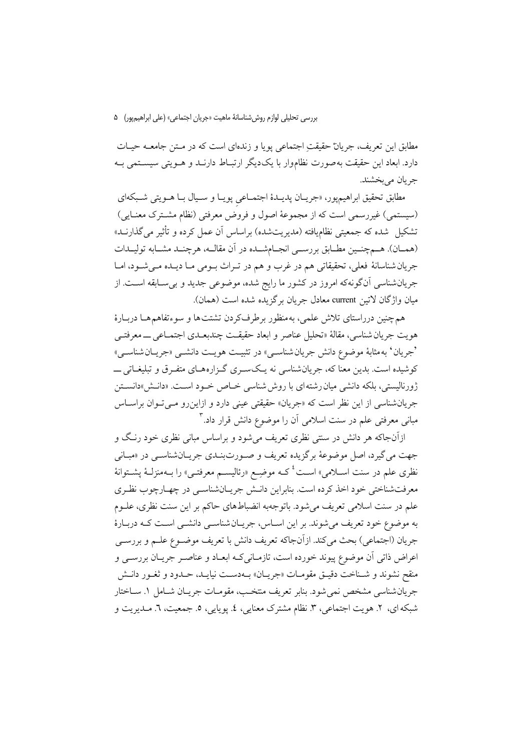مطابق این تعریف، جریانْ حقیقتِ اجتماعی پویا و زنده‌ای است که در مـتن جامعـه حیـات دارد. ابعاد این حقیقت به‌صورت نظام‌وار با یک‌دیگر ارتبـاط دارنـد و هـویتی سیسـتمی بـه جریان می‌بخشند.

مطابق تحقیق ابراهیم‌پور، «جریـان پدیـدهٔ اجتمـاعیِ پویـا و سـیال بـا هـویتی شـبکه‌ای (سیستمی) غیررسمی است که از مجموعهٔ اصول و فروض معرفتی (نظام مشـترک معنـایی) تشکیل شده که جمعیتی نظام‌یافته (مدیریت‌شده) براساس آن عمل کرده و تأثیر می‌گذارنـد» (همـان). هـم‌چنـین مطـابق بررسـی انجـام‌شـده در آن مقالـه، هرچنـد مشـابه تولیـدات جریان‌شناسانهٔ فعلی، تحقیقاتی هم در غرب و هم در تـراث بـومی مـا دیـده مـی‌شـود، امـا جریان‌شناسی آن‌گونه‌که امروز در کشور ما رایج شده، موضوعی جدید و بی‌سـابقه اسـت. از میان واژگان لاتین current معادل جریان برگزیده شده است (همان).

هم‌چنین درراستای تلاش علمی، به‌منظور برطرف‌کردن تشتت‌ها و سوءتفاهم‌هـا دربـارهٔ هویت جریان‌شناسی، مقالهٔ «تحلیل عناصر و ابعاد حقیقـت چندبعـدی اجتمـاعی ــ معرفتـی 'جریان' به‌مثابهٔ موضوع دانش جریان‌شناسـی» در تثبیـت هویـت دانشـی «جریـان‌شناسـی» کوشیده است. بدین معنا که، جریان‌شناسی نه یـک‌سـری گـزاره‌هـای متفـرق و تبلیغـاتی ــ ژورنالیستی، بلکه دانشی میان‌رشته‌ای با روش‌شناسی خـاص خـود اسـت. «دانـش»دانسـتن جریان‌شناسی از این نظر است که «جریان» حقیقتی عینی دارد و ازاین‌رو مـی‌تـوان براسـاس مبانی معرفتی علم در سنت اسلامی آن را موضوع دانش قرار داد.[3]

ازآن‌جاکه هر دانش در سنتی نظری تعریف می‌شود و براساس مبانی نظری خود رنـگ و جهت می‌گیرد، اصل موضوعهٔ برگزیده تعریف و صـورت‌بنـدی جریـان‌شناسـی در «مبـانی نظری علم در سنت اسـلامی» اسـت[4] کـه موضِـع «رئالیسـم معرفتـی» را بـه‌منزلـهٔ پشـتوانهٔ معرفت‌شناختی خود اخذ کرده است. بنابراین دانـش جریـان‌شناسـی در چهـارچوب نظـری علم در سنت اسلامی تعریف می‌شود. باتوجه‌به انضباط‌های حاکم بر این سنت نظری، علـوم به موضوع خود تعریف می‌شوند. بر این اسـاس، جریـان‌شناسـی دانشـی اسـت کـه دربـارهٔ جریان (اجتماعی) بحث می‌کند. ازآن‌جاکه تعریف دانش با تعریف موضـوع علـم و بررسـی اعراض ذاتی آن موضوع پیوند خورده است، تازمـانی‌کـه ابعـاد و عناصـر جریـان بررسـی و منقح نشوند و شـناخت دقیـق مقومـات «جریـان» بـه‌دسـت نیایـد، حـدود و ثغـور دانـش جریان‌شناسی مشخص نمی‌شود. بنابر تعریف منتخـب، مقومـات جریـان شـامل ۱. سـاختار شبکه‌ای، ۲. هویت اجتماعی، ۳. نظام مشترک معنایی، ٤. پویایی، ٥. جمعیت، ٦. مـدیریت و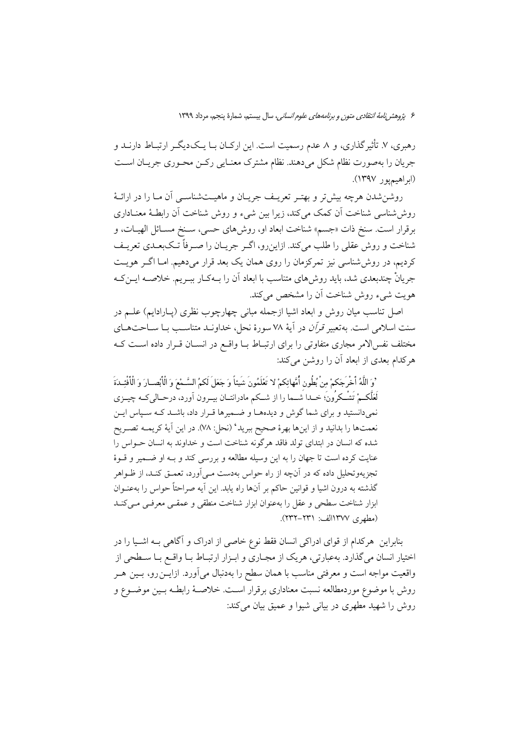رهبری، ۷. تأثیرگذاری، و ۸. عدم رسمیت است. این ارکـان بـا یـک‌دیگـر ارتبـاط دارنـد و جریان را به‌صورت نظام شکل می‌دهند. نظام مشترک معنـایی رکـن محـوری جریـان اسـت (ابراهیم‌پور ۱۳۹۷).

روشن‌شدن هرچه بیش‌تر و بهتـر تعریـف جریـان و ماهیـت‌شناسـی آن مـا را در ارائـهٔ روش‌شناسی شناخت آن کمک می‌کند، زیرا بین شیء و روش شناخت آن رابطـهٔ معنـاداری برقرار است. سنخ ذات «جسم» شناخت ابعاد او، روش‌های حسی، سـنخ مسـائل الهیـات، و شناخت و روش عقلی را طلب می‌کند. ازاین‌رو، اگـر جریـان را صـرفاً تـک‌بعـدی تعریـف کردیم، در روش‌شناسی نیز تمرکزمان را روی همان یک بعد قرار می‌دهیم. امـا اگـر هویـت جریانْ چندبعدی شد، باید روش‌های متناسب با ابعاد آن را بـه‌کـار ببـریم. خلاصـه ایـن‌کـه هویت شیء روش شناخت آن را مشخص می‌کند.

اصل تناسب میان روش و ابعاد اشیا ازجمله مبانی چهارچوب نظری (پـارادایم) علـم در سنت اسلامی است. به‌تعبیر *قرآن* در آیهٔ ۷۸ سورهٔ نحل، خداونـد متناسـب بـا سـاحت‌هـای مختلف نفس‌الامر مجاری متفاوتی را برای ارتبـاط بـا واقـع در انسـان قـرار داده اسـت کـه هرکدام بعدی از ابعاد آن را روشن می‌کند:

«وَ اللَّهُ أَخْرَجَكُمْ مِنْ بُطُونِ أُمَّهاتِكُمْ لا تَعْلَمُونَ شَيْئاً وَ جَعَلَ لَكُمُ السَّـمْعَ وَ الْأَبْصـارَ وَ الْأَفْئِـدَةَ لَعَلَّكُـمْ تَشْـكُرُونَ؛ خـدا شـما را از شـکم مادرانتـان بیـرون آورد، درحـالی‌کـه چیـزی نمی‌دانستید و برای شما گوش و دیده‌هـا و ضـمیرها قـرار داد، باشـد کـه سـپاس ایـن نعمت‌ها را بدانید و از این‌ها بهرهٔ صحیح ببرید» (نحل: ۷۸). در این آیهٔ کریمـه تصـریح شده که انسان در ابتدای تولد فاقد هرگونه شناخت است و خداوند به انسان حـواس را عنایت کرده است تا جهان را به این وسیله مطالعه و بررسی کند و بـه او ضـمیر و قـوهٔ تجزیه‌وتحلیل داده که در آن‌چه از راه حواس به‌دست مـی‌آورد، تعمـق کنـد، از ظـواهر گذشته به درون اشیا و قوانین حاکم بر آن‌ها راه یابد. این آیه صراحتاً حواس را به‌عنـوان ابزار شناخت سطحی و عقل را به‌عنوان ابزار شناخت منطقی و عمقـی معرفـی مـی‌کنـد (مطهری ۱۳۷۷الف: ۲۳۱–۲۳۲).

بنابراین هرکدام از قوای ادراکی انسان فقط نوع خاصی از ادراک و آگاهی بـه اشـیا را در اختیار انسان می‌گذارد. به‌عبارتی، هریک از مجـاری و ابـزار ارتبـاط بـا واقـع بـا سـطحی از واقعیت مواجه است و معرفتی مناسب با همان سطح را به‌دنبال می‌آورد. ازایـن‌رو، بـین هـر روش با موضوع موردمطالعه نسبت معناداری برقرار اسـت. خلاصـهٔ رابطـه بـین موضـوع و روش را شهید مطهری در بیانی شیوا و عمیق بیان می‌کند: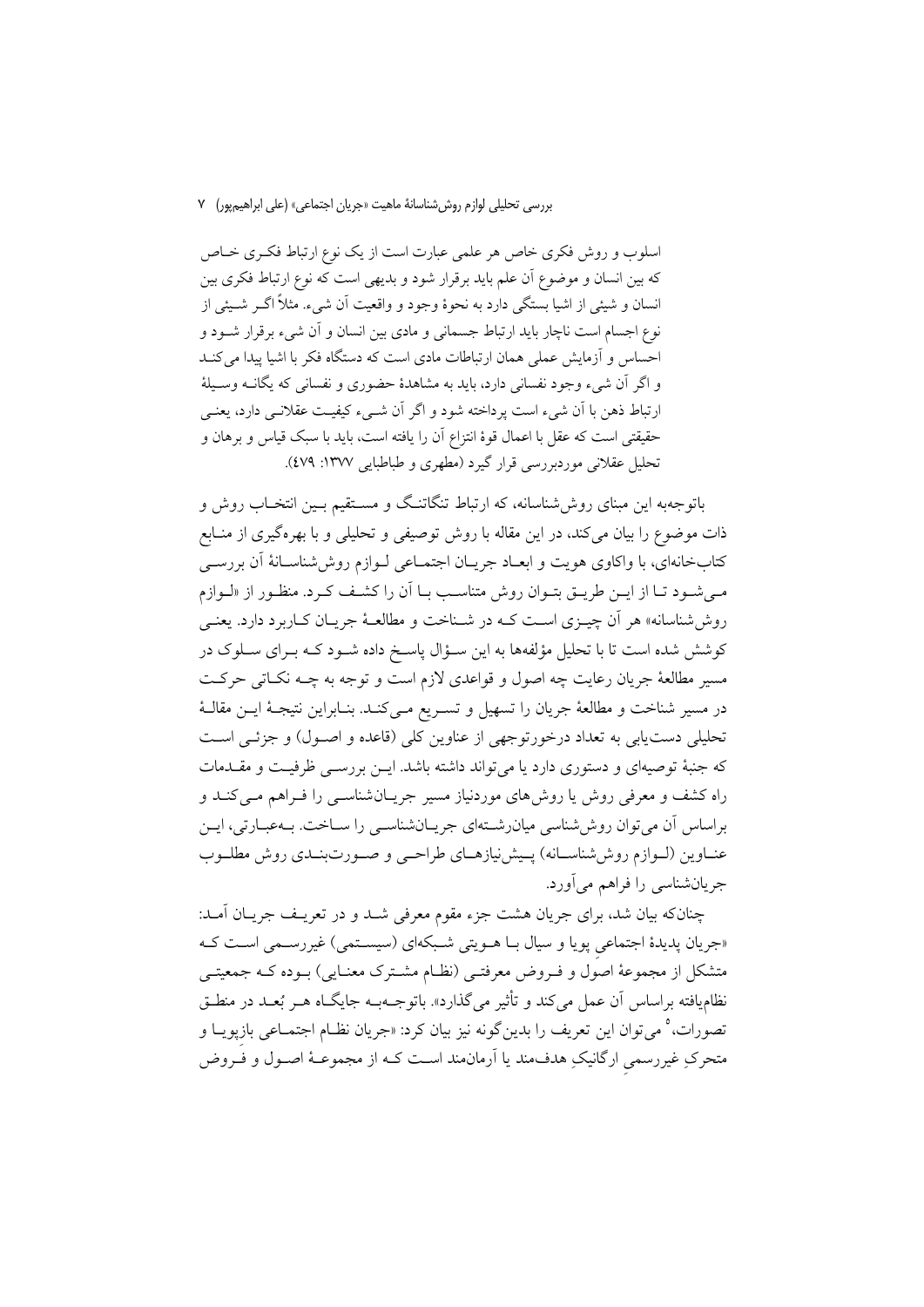اسلوب و روش فکری خاص هر علمی عبارت است از یک نوع ارتباط فکـری خـاص که بین انسان و موضوع آن علم باید برقرار شود و بدیهی است که نوع ارتباط فکری بین انسان و شیئی از اشیا بستگی دارد به نحوهٔ وجود و واقعیت آن شیء. مثلاً اگـر شـیئی از نوع اجسام است ناچار باید ارتباط جسمانی و مادی بین انسان و آن شیء برقرار شـود و احساس و آزمایش عملی همان ارتباطات مادی است که دستگاه فکر با اشیا پیدا می‌کنـد و اگر آن شیء وجود نفسانی دارد، باید به مشاهدهٔ حضوری و نفسانی که یگانـه وسـیلهٔ ارتباط ذهن با آن شیء است پرداخته شود و اگر آن شـیء کیفیـت عقلانـی دارد، یعنـی حقیقتی است که عقل با اعمال قوهٔ انتزاع آن را یافته است، باید با سبک قیاس و برهان و تحلیل عقلانی موردبررسی قرار گیرد (مطهری و طباطبایی ۱۳۷۷: ۴۷۹).

باتوجه‌به این مبنای روش‌شناسانه، که ارتباط تنگاتنـگ و مسـتقیم بـین انتخـاب روش و ذات موضوع را بیان می‌کند، در این مقاله با روش توصیفی و تحلیلی و با بهره‌گیری از منـابع کتاب‌خانه‌ای، با واکاوی هویت و ابعـاد جریـان اجتمـاعی لـوازم روش‌شناسـانهٔ آن بررسـی مـی‌شـود تـا از ایـن طریـق بتـوان روش متناسـب بـا آن را کشـف کـرد. منظـور از «لـوازم روش‌شناسانه» هر آن چیـزی اسـت کـه در شـناخت و مطالعـهٔ جریـان کـاربرد دارد. یعنـی کوشش شده است تا با تحلیل مؤلفه‌ها به این سـؤال پاسـخ داده شـود کـه بـرای سـلوک در مسیر مطالعهٔ جریان رعایت چه اصول و قواعدی لازم است و توجه به چـه نکـاتی حرکـت در مسیر شناخت و مطالعهٔ جریان را تسهیل و تسـریع مـی‌کنـد. بنـابراین نتیجـهٔ ایـن مقالـهٔ تحلیلی دست‌یابی به تعداد درخورتوجهی از عناوین کلی (قاعده و اصـول) و جزئـی اسـت که جنبهٔ توصیه‌ای و دستوری دارد یا می‌تواند داشته باشد. ایـن بررسـی ظرفیـت و مقـدمات راه کشف و معرفی روش یا روش‌های موردنیاز مسیر جریـان‌شناسـی را فـراهم مـی‌کنـد و براساس آن می‌توان روش‌شناسی میان‌رشـته‌ای جریـان‌شناسـی را سـاخت. بـه‌عبـارتی، ایـن عنـاوین (لـوازم روش‌شناسـانه) پـیش‌نیازهـای طراحـی و صـورت‌بنـدی روش مطلـوب جریان‌شناسی را فراهم می‌آورد.

چنان‌که بیان شد، برای جریان هشت جزء مقوم معرفی شـد و در تعریـف جریـان آمـد: «جریان پدیدهٔ اجتماعیِ پویا و سیال بـا هـویتی شـبکه‌ای (سیسـتمی) غیررسـمی اسـت کـه متشکل از مجموعهٔ اصول و فـروض معرفتـی (نظـام مشـترک معنـایی) بـوده کـه جمعیتـی نظام‌یافته براساس آن عمل می‌کند و تأثیر می‌گذارد». باتوجـه‌بـه جایگـاه هـر بُعـد در منطـق تصورات،[5] می‌توان این تعریف را بدین‌گونه نیز بیان کرد: «جریان نظـام اجتمـاعی بازپویـا و متحرکِ غیررسمیِ ارگانیکِ هدف‌مند یا آرمان‌مند اسـت کـه از مجموعـهٔ اصـول و فـروض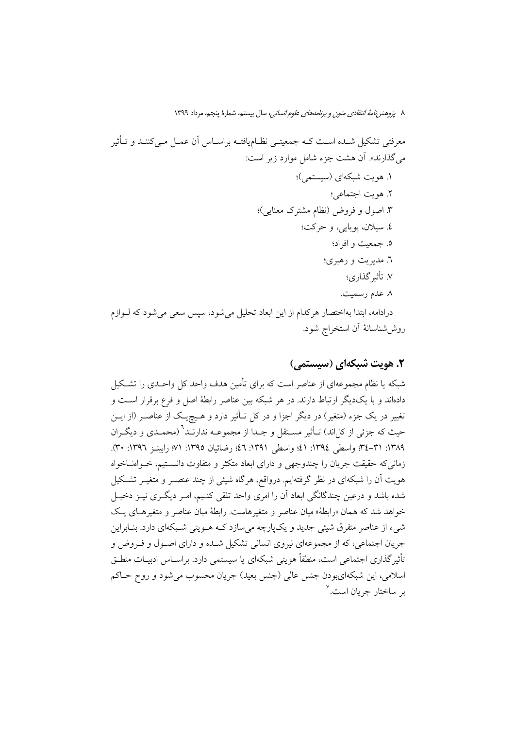معرفتی تشکیل شده است که جمعیتی نظام‌یافته براساس آن عمل می‌کنند و تأثیر می‌گذارند». آن هشت جزء شامل موارد زیر است:

۱. هویت شبکه‌ای (سیستمی)؛
۲. هویت اجتماعی؛
۳. اصول و فروض (نظام مشترک معنایی)؛
٤. سیلان، پویایی، و حرکت؛
٥. جمعیت و افراد؛
٦. مدیریت و رهبری؛
۷. تأثیرگذاری؛
۸. عدم رسمیت.

درادامه، ابتدا به‌اختصار هرکدام از این ابعاد تحلیل می‌شود، سپس سعی می‌شود که لوازم روش‌شناسانهٔ آن استخراج شود.

## ۲. هویت شبکه‌ای (سیستمی)

شبکه یا نظام مجموعه‌ای از عناصر است که برای تأمین هدف واحد کل واحدی را تشکیل داده‌اند و با یک‌دیگر ارتباط دارند. در هر شبکه بین عناصر رابطهٔ اصل و فرع برقرار است و تغییر در یک جزء (متغیر) در دیگر اجزا و در کل تأثیر دارد و هیچ‌یک از عناصر (از این حیث که جزئی از کل‌اند) تأثیر مستقل و جدا از مجموعه ندارند[6] (محمدی و دیگران ۱۳۸۹: ۳۱–۳٤؛ واسطی ۱۳۹٤: ٤۱؛ واسطی ۱۳۹۱: ٤٦؛ رضائیان ۱۳۹٥: ۷۱؛ رابینز ۱۳۹٦: ۳۰). زمانی‌که حقیقت جریان را چندوجهی و دارای ابعاد متکثر و متفاوت دانستیم، خواه‌ناخواه هویت آن را شبکه‌ای در نظر گرفته‌ایم. درواقع، هرگاه شیئی از چند عنصر و متغیر تشکیل شده باشد و درعین چندگانگی ابعاد آن را امری واحد تلقی کنیم، امر دیگری نیز دخیل خواهد شد که همان «رابطهٔ» میان عناصر و متغیرهاست. رابطهٔ میان عناصر و متغیرهای یک شیء از عناصر متفرق شیئی جدید و یک‌پارچه می‌سازد که هویتی شبکه‌ای دارد. بنابراین جریان اجتماعی، که از مجموعه‌ای نیروی انسانی تشکیل شده و دارای اصول و فروض و تأثیرگذاری اجتماعی است، منطقاً هویتی شبکه‌ای یا سیستمی دارد. براساس ادبیات منطق اسلامی، این شبکه‌ای‌بودن جنس عالی (جنس بعید) جریان محسوب می‌شود و روح حاکم بر ساختار جریان است.[7]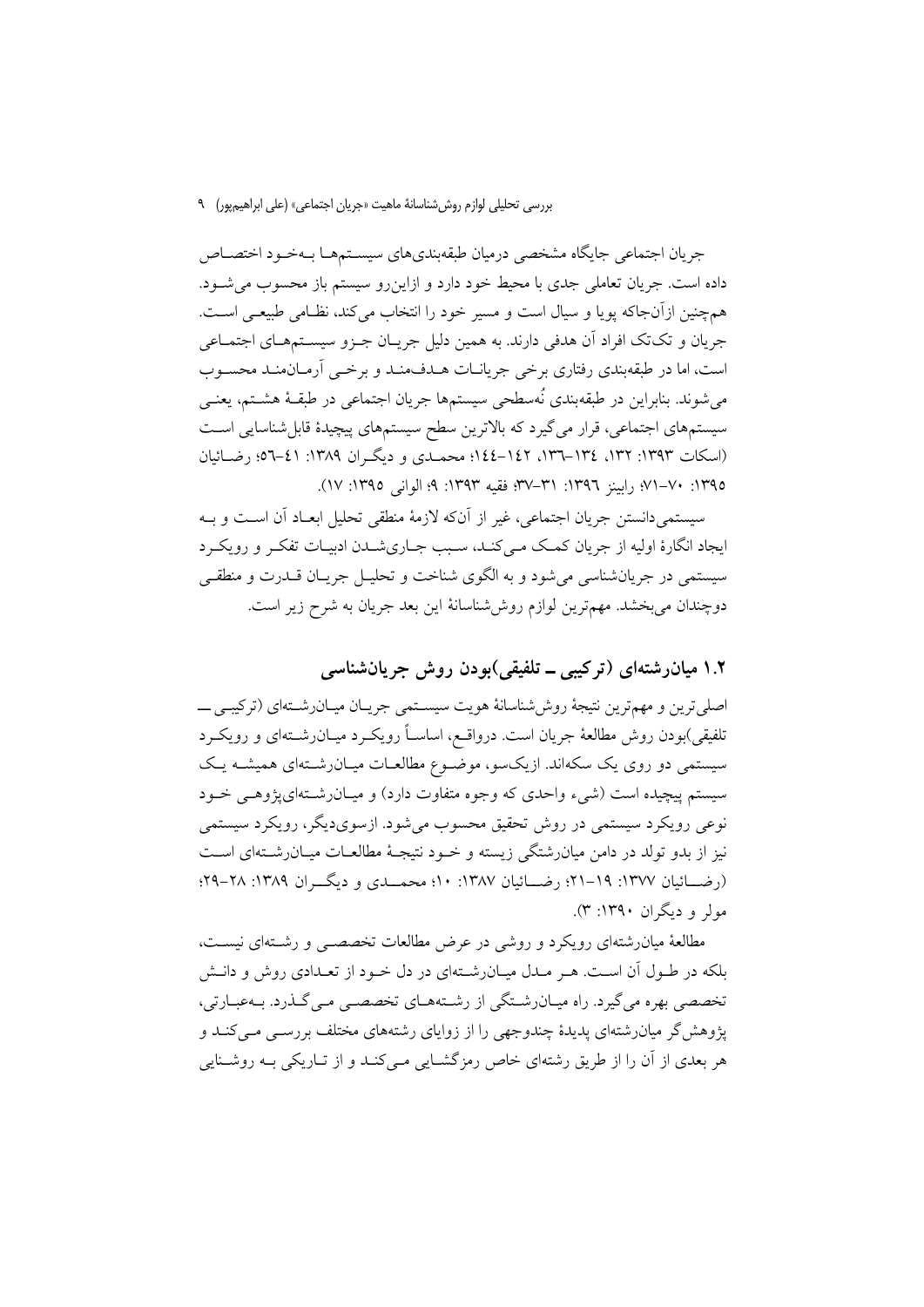جریان اجتماعی جایگاه مشخصی درمیان طبقه‌بندی‌های سیستم‌ها به‌خود اختصاص داده است. جریان تعاملی جدی با محیط خود دارد و ازاین‌رو سیستم باز محسوب می‌شود. همچنین ازآن‌جاکه پویا و سیال است و مسیر خود را انتخاب می‌کند، نظامی طبیعی است. جریان و تک‌تک افراد آن هدفی دارند. به همین دلیل جریان جزو سیستم‌های اجتماعی است، اما در طبقه‌بندی رفتاری برخی جریانات هدف‌مند و برخی آرمان‌مند محسوب می‌شوند. بنابراین در طبقه‌بندی نُه‌سطحی سیستم‌ها جریان اجتماعی در طبقهٔ هشتم، یعنی سیستم‌های اجتماعی، قرار می‌گیرد که بالاترین سطح سیستم‌های پیچیدهٔ قابل‌شناسایی است (اسکات ۱۳۹۳: ۱۳۲، ۱۳۴–۱۳۶، ۱۴۲–۱۴۴؛ محمدی و دیگران ۱۳۸۹: ۴۱–۵۶؛ رضائیان ۱۳۹۵: ۷۰–۷۱؛ رابینز ۱۳۹۶: ۳۱–۳۷؛ فقیه ۱۳۹۳: ۹؛ الوانی ۱۳۹۵: ۱۷).

سیستمی‌دانستن جریان اجتماعی، غیر از آن‌که لازمهٔ منطقی تحلیل ابعاد آن است و به ایجاد انگارهٔ اولیه از جریان کمک می‌کند، سبب جاری‌شدن ادبیات تفکر و رویکرد سیستمی در جریان‌شناسی می‌شود و به الگوی شناخت و تحلیل جریان قدرت و منطقی دوچندان می‌بخشد. مهم‌ترین لوازم روش‌شناسانهٔ این بعد جریان به شرح زیر است.

## ۱.۲ میان‌رشته‌ای (ترکیبی ــ تلفیقی)بودن روش جریان‌شناسی

اصلی‌ترین و مهم‌ترین نتیجهٔ روش‌شناسانهٔ هویت سیستمی جریان میان‌رشته‌ای (ترکیبی ــ تلفیقی)بودن روش مطالعهٔ جریان است. درواقع، اساساً رویکرد میان‌رشته‌ای و رویکرد سیستمی دو روی یک سکه‌اند. ازیک‌سو، موضوع مطالعات میان‌رشته‌ای همیشه یک سیستم پیچیده است (شیء واحدی که وجوه متفاوت دارد) و میان‌رشته‌ای‌پژوهی خود نوعی رویکرد سیستمی در روش تحقیق محسوب می‌شود. ازسوی‌دیگر، رویکرد سیستمی نیز از بدو تولد در دامن میان‌رشتگی زیسته و خود نتیجهٔ مطالعات میان‌رشته‌ای است (رضائیان ۱۳۷۷: ۱۹–۲۱؛ رضائیان ۱۳۸۷: ۱۰؛ محمدی و دیگران ۱۳۸۹: ۲۸–۲۹؛ مولر و دیگران ۱۳۹۰: ۳).

مطالعهٔ میان‌رشته‌ای رویکرد و روشی در عرض مطالعات تخصصی و رشته‌ای نیست، بلکه در طول آن است. هر مدل میان‌رشته‌ای در دل خود از تعدادی روش و دانش تخصصی بهره می‌گیرد. راه میان‌رشتگی از رشته‌های تخصصی می‌گذرد. به‌عبارتی، پژوهش‌گر میان‌رشته‌ای پدیدهٔ چندوجهی را از زوایای رشته‌های مختلف بررسی می‌کند و هر بعدی از آن را از طریق رشته‌ای خاص رمزگشایی می‌کند و از تاریکی به روشنایی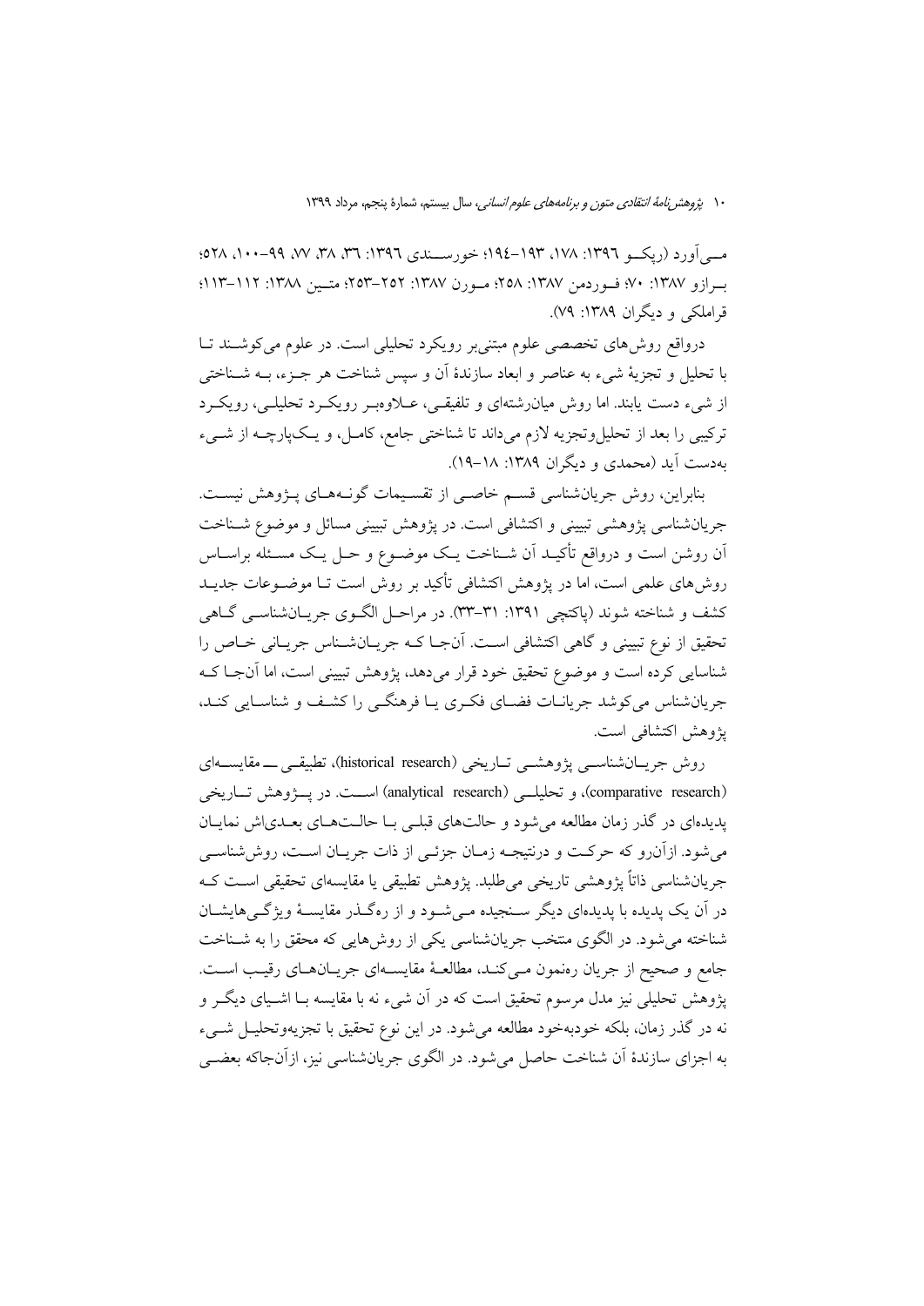مـی‌آورد (ریکـو ۱۳۹٦: ۱۷۸، ۱۹۳–۱۹٤؛ خورسـندی ۱۳۹٦: ۳٦، ۳۸، ۷۷، ۹۹–۱۰۰، ۵۲۸؛ بـرازو ۱۳۸۷: ۷۰؛ فـوردمن ۱۳۸۷: ۲۵۸؛ مـورن ۱۳۸۷: ۲۵۲–۲۵۳؛ متـین ۱۳۸۸: ۱۱۲–۱۱۳؛ قراملکی و دیگران ۱۳۸۹: ۷۹).

درواقع روش‌های تخصصی علوم مبتنی‌بر رویکرد تحلیلی است. در علوم می‌کوشـند تـا با تحلیل و تجزیهٔ شیء به عناصر و ابعاد سازندهٔ آن و سپس شناخت هر جـزء، بـه شـناختی از شیء دست یابند. اما روش میان‌رشته‌ای و تلفیقـی، عـلاوه‌بـر رویکـرد تحلیلـی، رویکـرد ترکیبی را بعد از تحلیل‌وتجزیه لازم می‌داند تا شناختی جامع، کامـل، و یـک‌پارچـه از شـیء به‌دست آید (محمدی و دیگران ۱۳۸۹: ۱۸–۱۹).

بنابراین، روش جریان‌شناسی قسـم خاصـی از تقسـیمات گونـه‌هـای پـژوهش نیسـت. جریان‌شناسی پژوهشی تبیینی و اکتشافی است. در پژوهش تبیینی مسائل و موضوع شـناخت آن روشن است و درواقع تأکیـد آن شـناخت یـک موضـوع و حـل یـک مسـئله براسـاس روش‌های علمی است، اما در پژوهش اکتشافی تأکید بر روش است تـا موضـوعات جدیـد کشف و شناخته شوند (پاکتچی ۱۳۹۱: ۳۱–۳۳). در مراحـل الگـوی جریـان‌شناسـی گـاهی تحقیق از نوع تبیینی و گاهی اکتشافی اسـت. آن‌جـا کـه جریـان‌شـناس جریـانی خـاص را شناسایی کرده است و موضوع تحقیق خود قرار می‌دهد، پژوهش تبیینی است، اما آن‌جـا کـه جریان‌شناس می‌کوشد جریانـات فضـای فکـری یـا فرهنگـی را کشـف و شناسـایی کنـد، پژوهش اکتشافی است.

روش جریـان‌شناسـی پژوهشـی تـاریخی (historical research)، تطبیقـی ـــ مقایسـه‌ای (comparative research)، و تحلیلـی (analytical research) اسـت. در پـژوهش تـاریخی پدیده‌ای در گذر زمان مطالعه می‌شود و حالت‌های قبلی بـا حالـت‌هـای بعـدی‌اش نمایـان می‌شود. ازآن‌رو که حرکـت و درنتیجـه زمـان جزئـی از ذات جریـان اسـت، روش‌شناسـی جریان‌شناسی ذاتاً پژوهشی تاریخی می‌طلبد. پژوهش تطبیقی یا مقایسه‌ای تحقیقی اسـت کـه در آن یک پدیده با پدیده‌ای دیگر سـنجیده مـی‌شـود و از ره‌گـذر مقایسـهٔ ویژگـی‌هایشـان شناخته می‌شود. در الگوی منتخب جریان‌شناسی یکی از روش‌هایی که محقق را به شـناخت جامع و صحیح از جریان رهنمون مـی‌کنـد، مطالعـهٔ مقایسـه‌ای جریـان‌هـای رقیـب اسـت. پژوهش تحلیلی نیز مدل مرسوم تحقیق است که در آن شیء نه با مقایسه بـا اشـیای دیگـر و نه در گذر زمان، بلکه خودبه‌خود مطالعه می‌شود. در این نوع تحقیق با تجزیه‌وتحلیـل شـیء به اجزای سازندهٔ آن شناخت حاصل می‌شود. در الگوی جریان‌شناسی نیز، ازآن‌جاکه بعضـی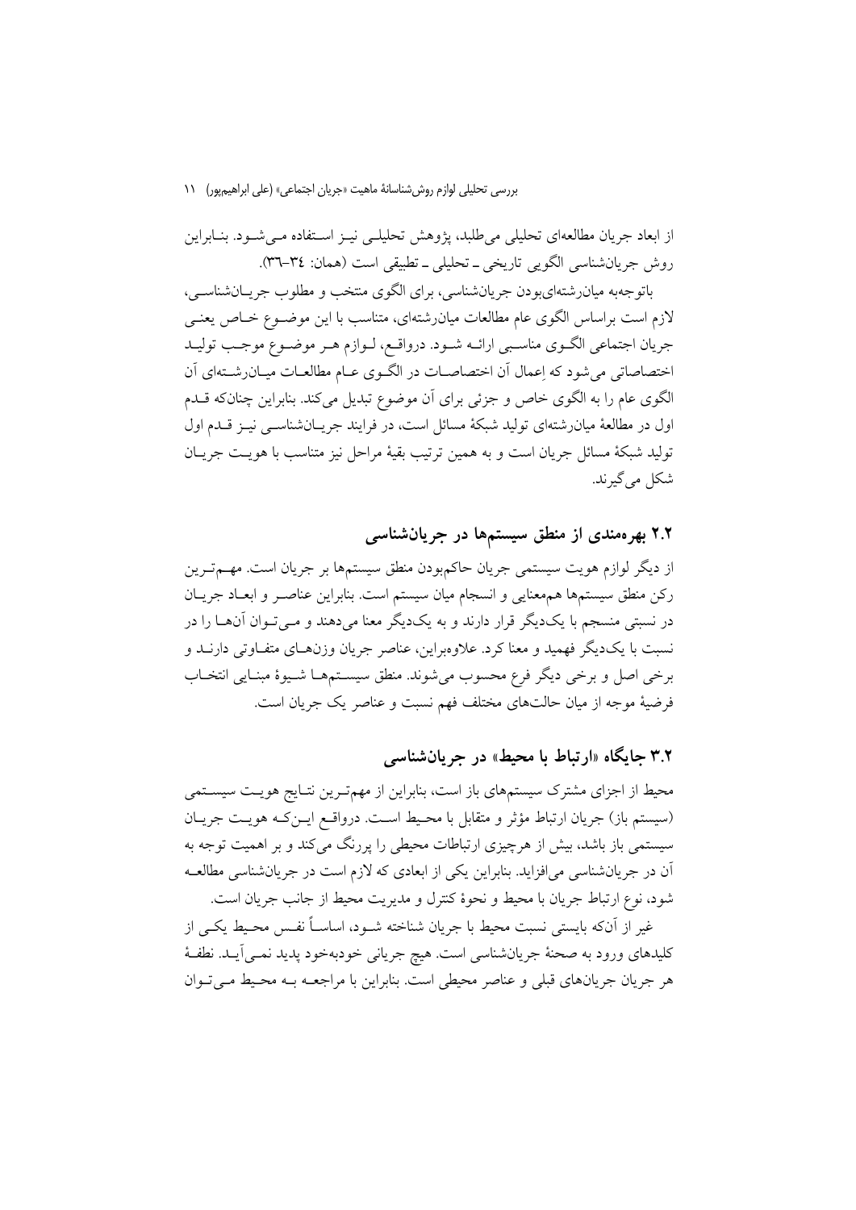از ابعاد جریان مطالعه‌ای تحلیلی می‌طلبد، پژوهش تحلیلی نیز استفاده می‌شود. بنابراین روش جریان‌شناسی الگویی تاریخی ـ تحلیلی ـ تطبیقی است (همان: ۳۴–۳۶).

باتوجه‌به میان‌رشته‌ای‌بودن جریان‌شناسی، برای الگوی منتخب و مطلوب جریان‌شناسی، لازم است براساس الگوی عام مطالعات میان‌رشته‌ای، متناسب با این موضوع خاص یعنی جریان اجتماعی الگوی مناسبی ارائه شود. درواقع، لوازم هر موضوع موجب تولید اختصاصاتی می‌شود که اِعمال آن اختصاصات در الگوی عام مطالعات میان‌رشته‌ای آن الگوی عام را به الگوی خاص و جزئی برای آن موضوع تبدیل می‌کند. بنابراین چنان‌که قدم اول در مطالعهٔ میان‌رشته‌ای تولید شبکهٔ مسائل است، در فرایند جریان‌شناسی نیز قدم اول تولید شبکهٔ مسائل جریان است و به همین ترتیب بقیهٔ مراحل نیز متناسب با هویت جریان شکل می‌گیرند.

## ۲.۲ بهره‌مندی از منطق سیستم‌ها در جریان‌شناسی

از دیگر لوازم هویت سیستمی جریان حاکم‌بودن منطق سیستم‌ها بر جریان است. مهم‌ترین رکن منطق سیستم‌ها هم‌معنایی و انسجام میان سیستم است. بنابراین عناصر و ابعاد جریان در نسبتی منسجم با یک‌دیگر قرار دارند و به یک‌دیگر معنا می‌دهند و می‌توان آن‌ها را در نسبت با یک‌دیگر فهمید و معنا کرد. علاوه‌براین، عناصر جریان وزن‌های متفاوتی دارند و برخی اصل و برخی دیگر فرع محسوب می‌شوند. منطق سیستم‌ها شیوهٔ مبنایی انتخاب فرضیهٔ موجه از میان حالت‌های مختلف فهم نسبت و عناصر یک جریان است.

## ۳.۲ جایگاه «ارتباط با محیط» در جریان‌شناسی

محیط از اجزای مشترک سیستم‌های باز است، بنابراین از مهم‌ترین نتایج هویت سیستمی (سیستم باز) جریان ارتباط مؤثر و متقابل با محیط است. درواقع این‌که هویت جریان سیستمی باز باشد، بیش از هرچیزی ارتباطات محیطی را پررنگ می‌کند و بر اهمیت توجه به آن در جریان‌شناسی می‌افزاید. بنابراین یکی از ابعادی که لازم است در جریان‌شناسی مطالعه شود، نوع ارتباط جریان با محیط و نحوهٔ کنترل و مدیریت محیط از جانب جریان است.

غیر از آن‌که بایستی نسبت محیط با جریان شناخته شود، اساساً نفس محیط یکی از کلیدهای ورود به صحنهٔ جریان‌شناسی است. هیچ جریانی خودبه‌خود پدید نمی‌آید. نطفهٔ هر جریان جریان‌های قبلی و عناصر محیطی است. بنابراین با مراجعه به محیط می‌توان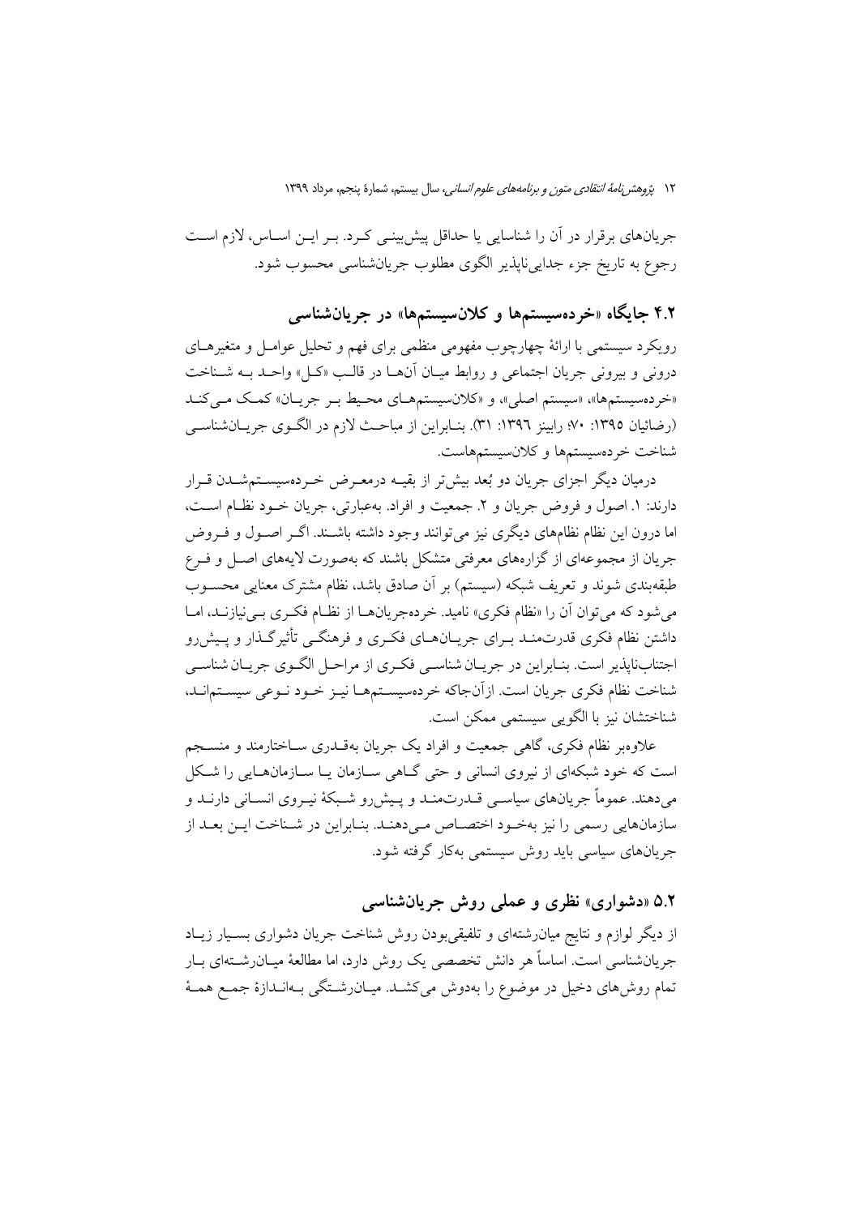جریان‌های برقرار در آن را شناسایی یا حداقل پیش‌بینی کرد. بر این اساس، لازم است رجوع به تاریخ جزء جدایی‌ناپذیر الگوی مطلوب جریان‌شناسی محسوب شود.

## ۴.۲ جایگاه «خرده‌سیستم‌ها و کلان‌سیستم‌ها» در جریان‌شناسی

رویکرد سیستمی با ارائهٔ چهارچوب مفهومی منظمی برای فهم و تحلیل عوامل و متغیرهای درونی و بیرونی جریان اجتماعی و روابط میان آن‌ها در قالب «کل» واحد به شناخت «خرده‌سیستم‌ها»، «سیستم اصلی»، و «کلان‌سیستم‌های محیط بر جریان» کمک می‌کند (رضائیان ۱۳۹۵: ۷۰؛ رابینز ۱۳۹۶: ۳۱). بنابراین از مباحث لازم در الگوی جریان‌شناسی شناخت خرده‌سیستم‌ها و کلان‌سیستم‌هاست.

درمیان دیگر اجزای جریان دو بُعد بیش‌تر از بقیه درمعرض خرده‌سیستم‌شدن قرار دارند: ۱. اصول و فروض جریان و ۲. جمعیت و افراد. به‌عبارتی، جریان خود نظام است، اما درون این نظام نظام‌های دیگری نیز می‌توانند وجود داشته باشند. اگر اصول و فروض جریان از مجموعه‌ای از گزاره‌های معرفتی متشکل باشند که به‌صورت لایه‌های اصل و فرع طبقه‌بندی شوند و تعریف شبکه (سیستم) بر آن صادق باشد، نظام مشترک معنایی محسوب می‌شود که می‌توان آن را «نظام فکری» نامید. خرده‌جریان‌ها از نظام فکری بی‌نیازند، اما داشتن نظام فکری قدرت‌مند برای جریان‌های فکری و فرهنگی تأثیرگذار و پیش‌رو اجتناب‌ناپذیر است. بنابراین در جریان‌شناسی فکری از مراحل الگوی جریان‌شناسی شناخت نظام فکری جریان است. ازآن‌جاکه خرده‌سیستم‌ها نیز خود نوعی سیستم‌اند، شناختشان نیز با الگویی سیستمی ممکن است.

علاوه‌بر نظام فکری، گاهی جمعیت و افراد یک جریان به‌قدری ساختارمند و منسجم است که خود شبکه‌ای از نیروی انسانی و حتی گاهی سازمان یا سازمان‌هایی را شکل می‌دهند. عموماً جریان‌های سیاسی قدرت‌مند و پیش‌رو شبکهٔ نیروی انسانی دارند و سازمان‌هایی رسمی را نیز به‌خود اختصاص می‌دهند. بنابراین در شناخت این بعد از جریان‌های سیاسی باید روش سیستمی به‌کار گرفته شود.

## ۵.۲ «دشواری» نظری و عملی روش جریان‌شناسی

از دیگر لوازم و نتایج میان‌رشته‌ای و تلفیقی‌بودن روش شناخت جریان دشواری بسیار زیاد جریان‌شناسی است. اساساً هر دانش تخصصی یک روش دارد، اما مطالعهٔ میان‌رشته‌ای بار تمام روش‌های دخیل در موضوع را به‌دوش می‌کشد. میان‌رشتگی به‌اندازهٔ جمع همهٔ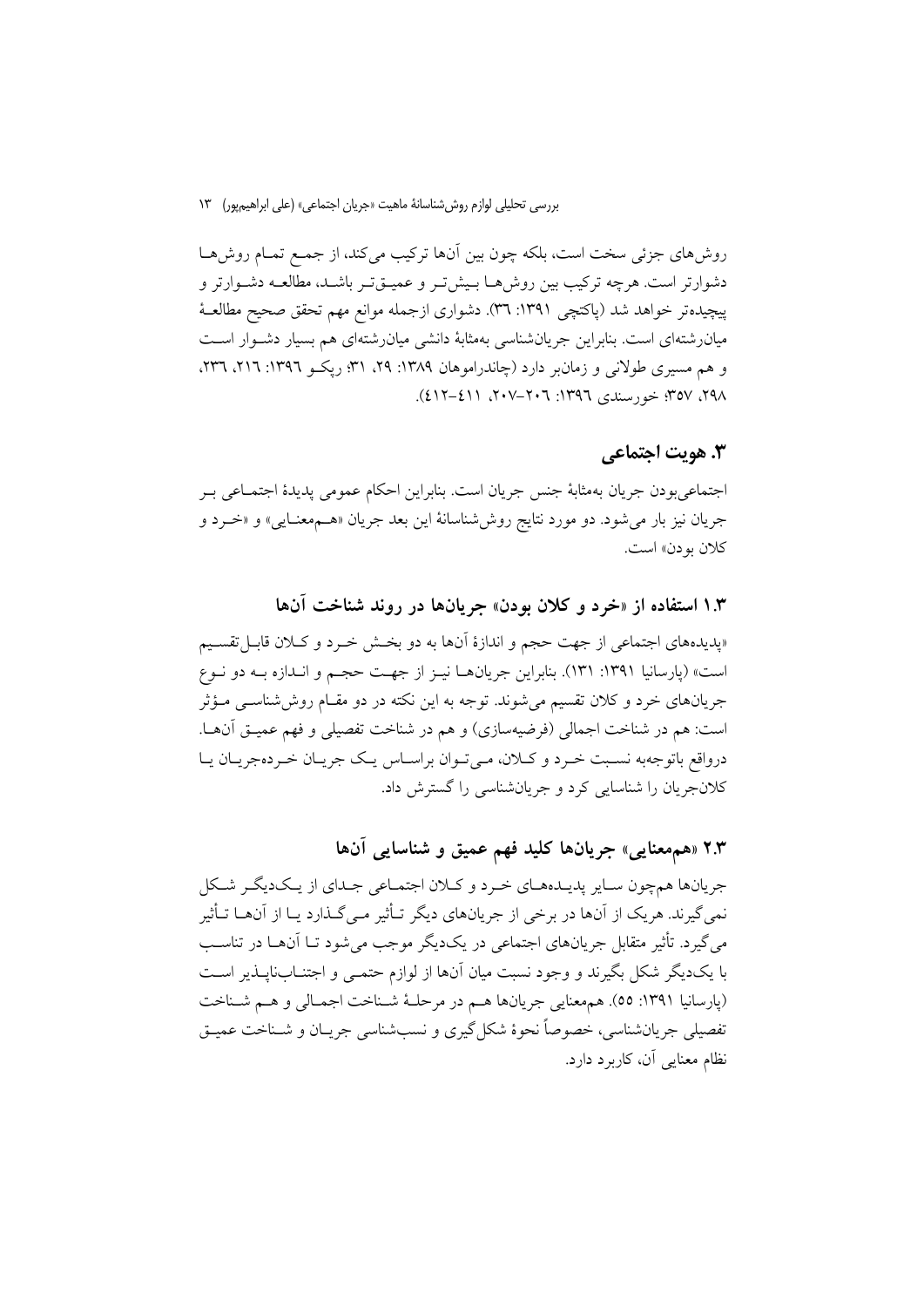روش‌های جزئی سخت است، بلکه چون بین آن‌ها ترکیب می‌کند، از جمع تمـام روش‌هـا دشوارتر است. هرچه ترکیب بین روش‌هـا بـیش‌تـر و عمیـق‌تـر باشـد، مطالعـه دشـوارتر و پیچیده‌تر خواهد شد (پاکتچی ۱۳۹۱: ۳٦). دشواری ازجمله موانع مهم تحقق صحیح مطالعـهٔ میان‌رشته‌ای است. بنابراین جریان‌شناسی به‌مثابهٔ دانشی میان‌رشته‌ای هم بسیار دشـوار اسـت و هم مسیری طولانی و زمان‌بر دارد (چاندراموهان ۱۳۸۹: ۲۹، ۳۱؛ ریکـو ۱۳۹٦: ۲۱٦، ۲۳٦، ۲۹۸، ۳۵۷؛ خورسندی ۱۳۹٦: ۲۰٦–۲۰۷، ٤۱۱–٤۱۲).

## ۳. هویت اجتماعی

اجتماعی‌بودن جریان به‌مثابهٔ جنس جریان است. بنابراین احکام عمومی پدیدهٔ اجتمـاعی بـر جریان نیز بار می‌شود. دو مورد نتایج روش‌شناسانهٔ این بعد جریان «هـم‌معنـایی» و «خـرد و کلان بودن» است.

### ۱.۳ استفاده از «خرد و کلان بودن» جریان‌ها در روند شناخت آن‌ها

«پدیده‌های اجتماعی از جهت حجم و اندازهٔ آن‌ها به دو بخـش خـرد و کـلان قابـل‌تقسـیم است» (پارسانیا ۱۳۹۱: ۱۳۱). بنابراین جریان‌هـا نیـز از جهـت حجـم و انـدازه بـه دو نـوع جریان‌های خرد و کلان تقسیم می‌شوند. توجه به این نکته در دو مقـام روش‌شناسـی مـؤثر است: هم در شناخت اجمالی (فرضیه‌سازی) و هم در شناخت تفصیلی و فهم عمیـق آن‌هـا. درواقع باتوجه‌به نسـبت خـرد و کـلان، مـی‌تـوان براسـاس یـک جریـان خـرده‌جریـان یـا کلان‌جریان را شناسایی کرد و جریان‌شناسی را گسترش داد.

### ۲.۳ «هم‌معنایی» جریان‌ها کلید فهم عمیق و شناسایی آن‌ها

جریان‌ها هم‌چون سـایر پدیـده‌هـای خـرد و کـلان اجتمـاعی جـدای از یـک‌دیگـر شـکل نمی‌گیرند. هریک از آن‌ها در برخی از جریان‌های دیگر تـأثیر مـی‌گـذارد یـا از آن‌هـا تـأثیر می‌گیرد. تأثیر متقابل جریان‌های اجتماعی در یک‌دیگر موجب می‌شود تـا آن‌هـا در تناسـب با یک‌دیگر شکل بگیرند و وجود نسبت میان آن‌ها از لوازم حتمـی و اجتنـاب‌ناپـذیر اسـت (پارسانیا ۱۳۹۱: ۵۵). هم‌معنایی جریان‌ها هـم در مرحلـهٔ شـناخت اجمـالی و هـم شـناخت تفصیلی جریان‌شناسی، خصوصاً نحوهٔ شکل‌گیری و نسب‌شناسی جریـان و شـناخت عمیـق نظام معنایی آن، کاربرد دارد.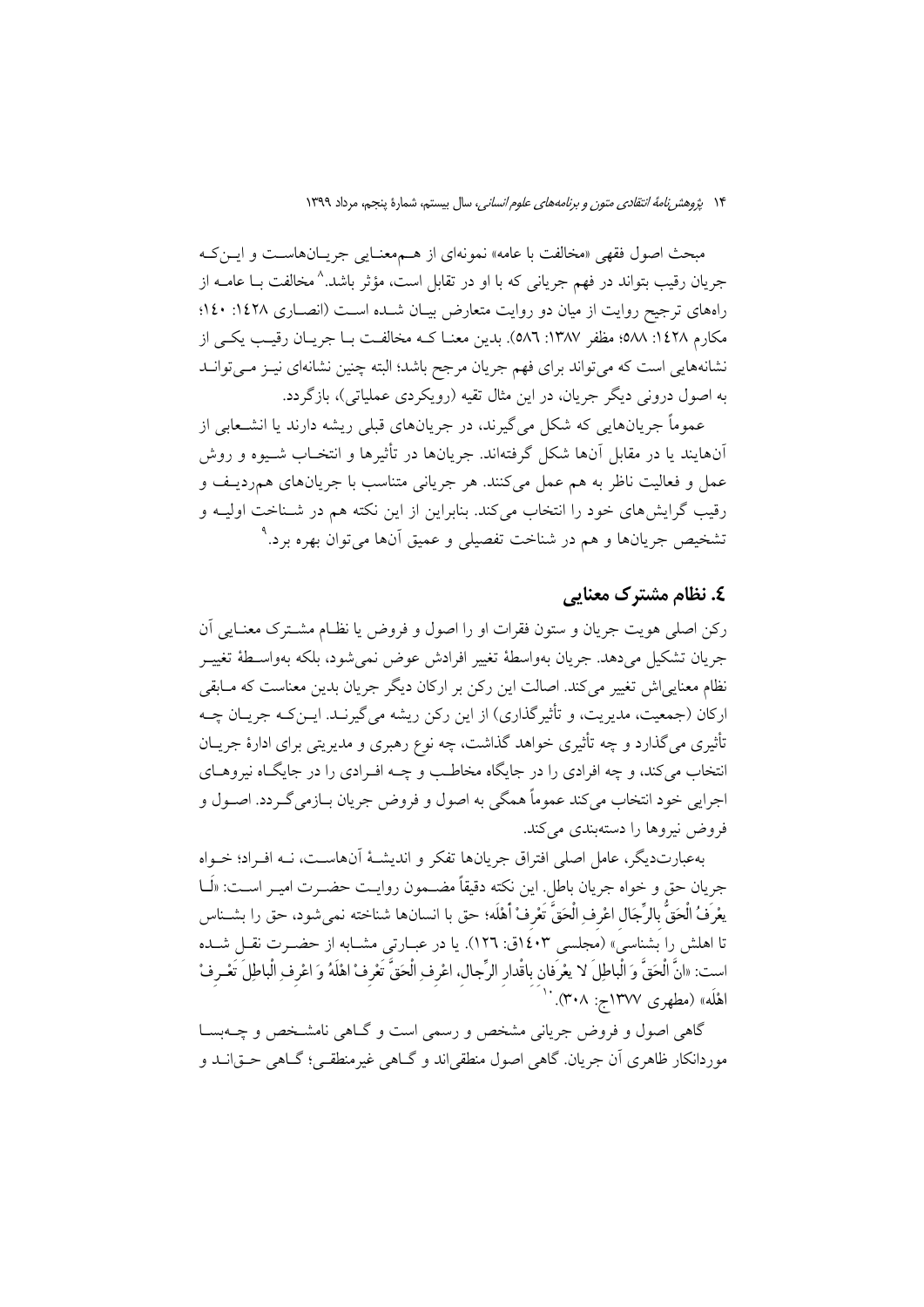مبحث اصول فقهی «مخالفت با عامه» نمونه‌ای از هم‌معنایی جریان‌هاست و این‌که جریان رقیب بتواند در فهم جریانی که با او در تقابل است، مؤثر باشد.[8] مخالفت با عامه از راه‌های ترجیح روایت از میان دو روایت متعارض بیان شده است (انصاری ١٤٢٨: ١٤٠؛ مکارم ١٤٢٨: ٥٨٨؛ مظفر ١٣٨٧: ٥٨٦). بدین معنا که مخالفت با جریان رقیب یکی از نشانه‌هایی است که می‌تواند برای فهم جریان مرجح باشد؛ البته چنین نشانه‌ای نیز می‌تواند به اصول درونی دیگر جریان، در این مثال تقیه (رویکردی عملیاتی)، بازگردد.

عموماً جریان‌هایی که شکل می‌گیرند، در جریان‌های قبلی ریشه دارند یا انشعابی از آن‌هایند یا در مقابل آن‌ها شکل گرفته‌اند. جریان‌ها در تأثیرها و انتخاب شیوه و روش عمل و فعالیت ناظر به هم عمل می‌کنند. هر جریانی متناسب با جریان‌های هم‌ردیف و رقیب گرایش‌های خود را انتخاب می‌کند. بنابراین از این نکته هم در شناخت اولیه و تشخیص جریان‌ها و هم در شناخت تفصیلی و عمیق آن‌ها می‌توان بهره برد.[9]

## ٤. نظام مشترک معنایی

رکن اصلی هویت جریان و ستون فقرات او را اصول و فروض یا نظام مشترک معنایی آن جریان تشکیل می‌دهد. جریان به‌واسطهٔ تغییر افرادش عوض نمی‌شود، بلکه به‌واسطهٔ تغییر نظام معنایی‌اش تغییر می‌کند. اصالت این رکن بر ارکان دیگر جریان بدین معناست که مابقی ارکان (جمعیت، مدیریت، و تأثیرگذاری) از این رکن ریشه می‌گیرند. این‌که جریان چه تأثیری می‌گذارد و چه تأثیری خواهد گذاشت، چه نوع رهبری و مدیریتی برای ادارهٔ جریان انتخاب می‌کند، و چه افرادی را در جایگاه مخاطب و چه افرادی را در جایگاه نیروهای اجرایی خود انتخاب می‌کند عموماً همگی به اصول و فروض جریان بازمی‌گردد. اصول و فروض نیروها را دسته‌بندی می‌کند.

به‌عبارت‌دیگر، عامل اصلی افتراق جریان‌ها تفکر و اندیشهٔ آن‌هاست، نه افراد؛ خواه جریان حق و خواه جریان باطل. این نکته دقیقاً مضمون روایت حضرت امیر است: «لَا یعْرَفُ الْحَقُّ بِالرِّجَالِ اعْرِفِ الْحَقَّ تَعْرِفْ أَهْلَه؛ حق با انسان‌ها شناخته نمی‌شود، حق را بشناس تا اهلش را بشناسی» (مجلسی ١٤٠٣ق: ١٢٦). یا در عبارتی مشابه از حضرت نقل شده است: «انَّ الْحَقَّ وَ الْباطِلَ لا یعْرَفانِ باقْدارِ الرِّجالِ، اعْرِفِ الْحَقَّ تَعْرِفْ اهْلَهُ وَ اعْرِفِ الْباطِلَ تَعْرِفْ اهْلَه» (مطهری ١٣٧٧ج: ٣٠٨).[10]

گاهی اصول و فروض جریانی مشخص و رسمی است و گاهی نامشخص و چه‌بسا موردانکار ظاهری آن جریان. گاهی اصول منطقی‌اند و گاهی غیرمنطقی؛ گاهی حق‌اند و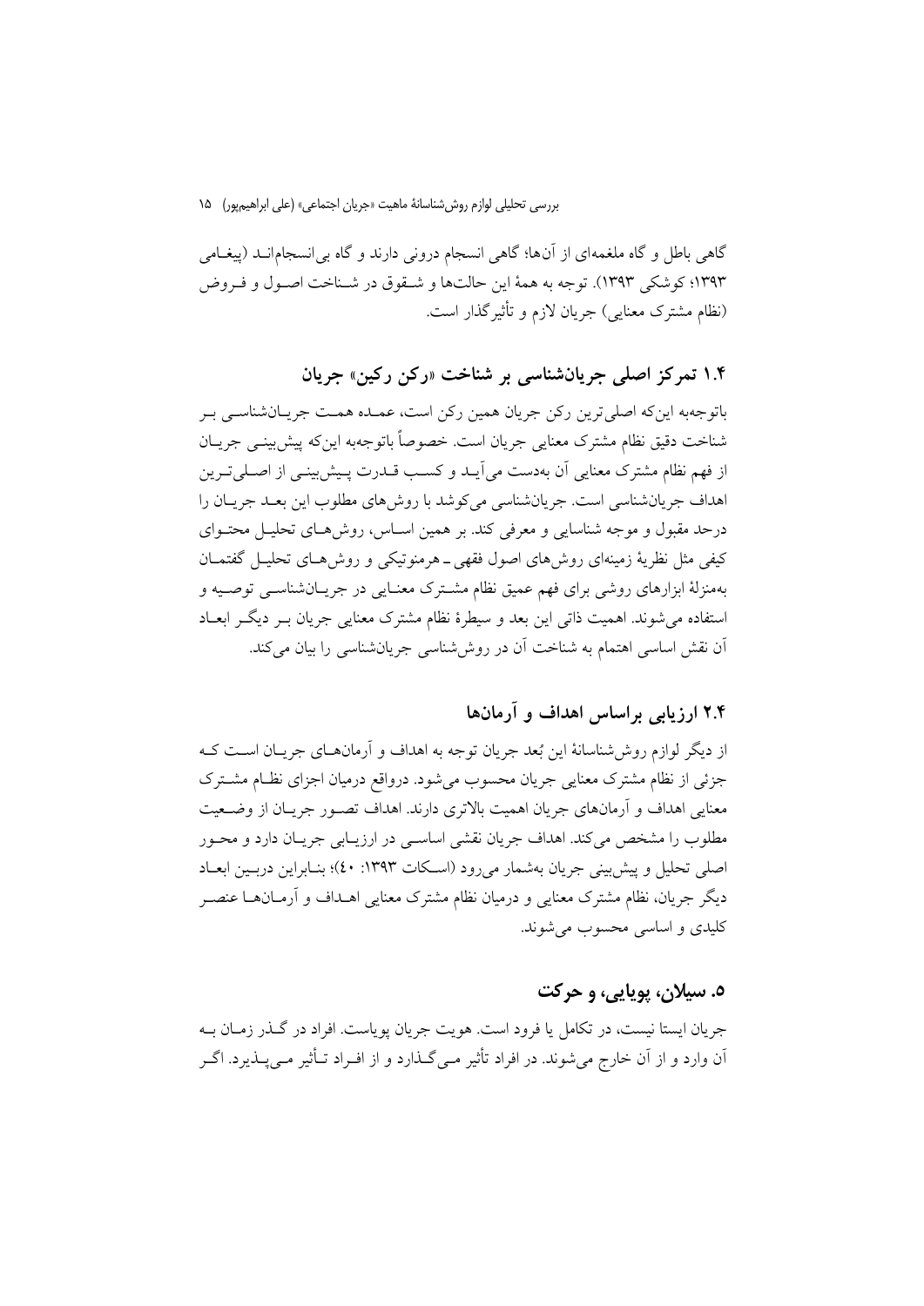گاهی باطل و گاه ملغمه‌ای از آن‌ها؛ گاهی انسجام درونی دارند و گاه بی‌انسجام‌اند (پیغامی ۱۳۹۳؛ کوشکی ۱۳۹۳). توجه به همهٔ این حالت‌ها و شقوق در شناخت اصول و فروض (نظام مشترک معنایی) جریان لازم و تأثیرگذار است.

### ۱.۴ تمرکز اصلی جریان‌شناسی بر شناخت «رکن رکین» جریان

باتوجه‌به این‌که اصلی‌ترین رکن جریان همین رکن است، عمده همت جریان‌شناسی بر شناخت دقیق نظام مشترک معنایی جریان است. خصوصاً باتوجه‌به این‌که پیش‌بینی جریان از فهم نظام مشترک معنایی آن به‌دست می‌آید و کسب قدرت پیش‌بینی از اصلی‌ترین اهداف جریان‌شناسی است. جریان‌شناسی می‌کوشد با روش‌های مطلوب این بعد جریان را درحد مقبول و موجه شناسایی و معرفی کند. بر همین اساس، روش‌های تحلیل محتوای کیفی مثل نظریهٔ زمینه‌ای روش‌های اصول فقهی ـ هرمنوتیکی و روش‌های تحلیل گفتمان به‌منزلهٔ ابزارهای روشی برای فهم عمیق نظام مشترک معنایی در جریان‌شناسی توصیه و استفاده می‌شوند. اهمیت ذاتی این بعد و سیطرهٔ نظام مشترک معنایی جریان بر دیگر ابعاد آن نقش اساسی اهتمام به شناخت آن در روش‌شناسی جریان‌شناسی را بیان می‌کند.

### ۲.۴ ارزیابی براساس اهداف و آرمان‌ها

از دیگر لوازم روش‌شناسانهٔ این بُعد جریان توجه به اهداف و آرمان‌های جریان است که جزئی از نظام مشترک معنایی جریان محسوب می‌شود. درواقع درمیان اجزای نظام مشترک معنایی اهداف و آرمان‌های جریان اهمیت بالاتری دارند. اهداف تصور جریان از وضعیت مطلوب را مشخص می‌کند. اهداف جریان نقشی اساسی در ارزیابی جریان دارد و محور اصلی تحلیل و پیش‌بینی جریان به‌شمار می‌رود (اسکات ۱۳۹۳: ٤٠)؛ بنابراین دربین ابعاد دیگر جریان، نظام مشترک معنایی و درمیان نظام مشترک معنایی اهداف و آرمان‌ها عنصر کلیدی و اساسی محسوب می‌شوند.

## ۵. سیلان، پویایی، و حرکت

جریان ایستا نیست، در تکامل یا فرود است. هویت جریان پویاست. افراد در گذر زمان به آن وارد و از آن خارج می‌شوند. در افراد تأثیر می‌گذارد و از افراد تأثیر می‌پذیرد. اگر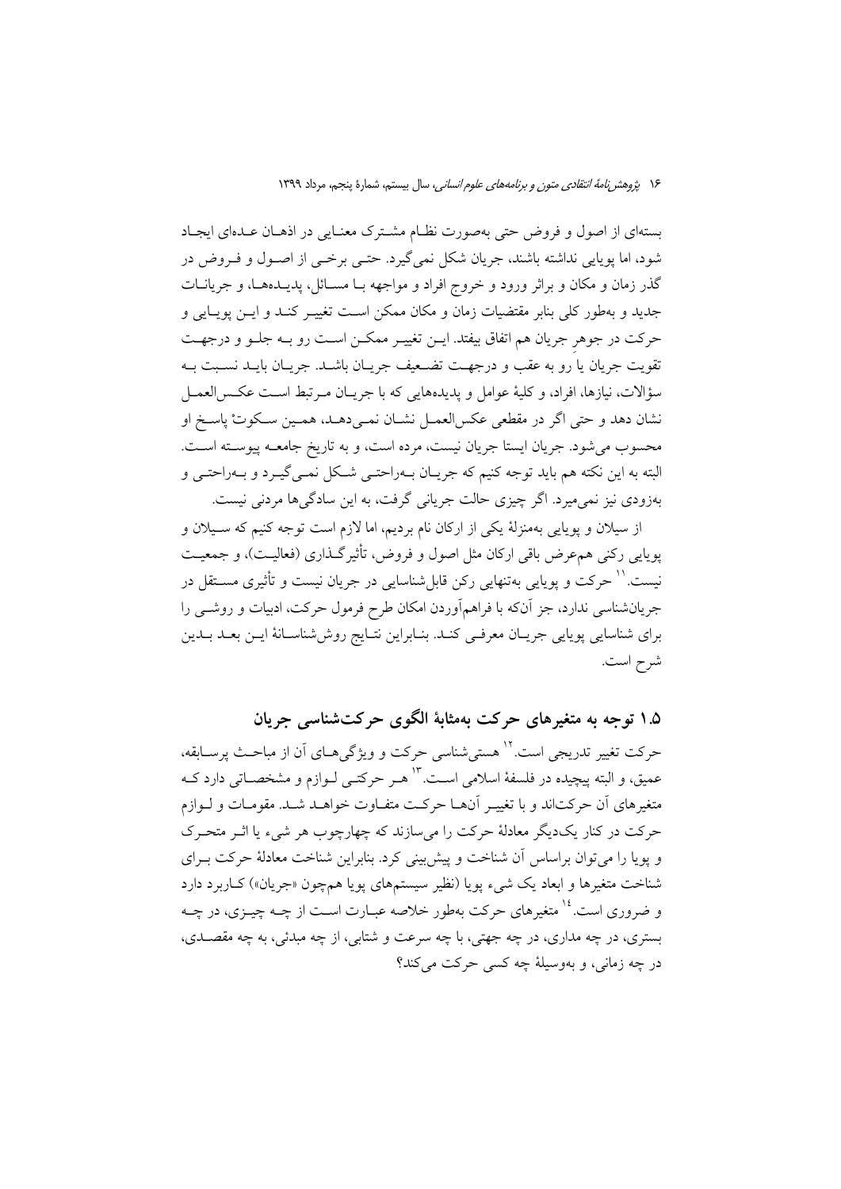بسته‌ای از اصول و فروض حتی به‌صورت نظام مشترک معنایی در اذهان عده‌ای ایجاد شود، اما پویایی نداشته باشند، جریان شکل نمی‌گیرد. حتی برخی از اصول و فروض در گذر زمان و مکان و براثر ورود و خروج افراد و مواجهه با مسائل، پدیده‌ها، و جریانات جدید و به‌طور کلی بنابر مقتضیات زمان و مکان ممکن است تغییر کند و این پویایی و حرکت در جوهرِ جریان هم اتفاق بیفتد. این تغییر ممکن است رو به جلو و درجهت تقویت جریان یا رو به عقب و درجهت تضعیف جریان باشد. جریان باید نسبت به سؤالات، نیازها، افراد، و کلیهٔ عوامل و پدیده‌هایی که با جریان مرتبط است عکس‌العمل نشان دهد و حتی اگر در مقطعی عکس‌العمل نشان نمی‌دهد، همین سکوتْ پاسخ او محسوب می‌شود. جریان ایستا جریان نیست، مرده است، و به تاریخ جامعه پیوسته است. البته به این نکته هم باید توجه کنیم که جریان به‌راحتی شکل نمی‌گیرد و به‌راحتی و به‌زودی نیز نمی‌میرد. اگر چیزی حالت جریانی گرفت، به این سادگی‌ها مردنی نیست.

از سیلان و پویایی به‌منزلهٔ یکی از ارکان نام بردیم، اما لازم است توجه کنیم که سیلان و پویایی رکنی هم‌عرض باقی ارکان مثل اصول و فروض، تأثیرگذاری (فعالیت)، و جمعیت نیست.[11] حرکت و پویایی به‌تنهایی رکن قابل‌شناسایی در جریان نیست و تأثیری مستقل در جریان‌شناسی ندارد، جز آن‌که با فراهم‌آوردن امکان طرح فرمول حرکت، ادبیات و روشی را برای شناسایی پویایی جریان معرفی کند. بنابراین نتایج روش‌شناسانهٔ این بعد بدین شرح است.

## ۱.۵ توجه به متغیرهای حرکت به‌مثابهٔ الگوی حرکت‌شناسی جریان

حرکت تغییر تدریجی است.[12] هستی‌شناسی حرکت و ویژگی‌های آن از مباحث پرسابقه، عمیق، و البته پیچیده در فلسفهٔ اسلامی است.[13] هر حرکتی لوازم و مشخصاتی دارد که متغیرهای آن حرکت‌اند و با تغییر آن‌ها حرکت متفاوت خواهد شد. مقومات و لوازم حرکت در کنار یک‌دیگر معادلهٔ حرکت را می‌سازند که چهارچوب هر شیء یا اثر متحرک و پویا را می‌توان براساس آن شناخت و پیش‌بینی کرد. بنابراین شناخت معادلهٔ حرکت برای شناخت متغیرها و ابعاد یک شیء پویا (نظیر سیستم‌های پویا هم‌چون «جریان») کاربرد دارد و ضروری است.[14] متغیرهای حرکت به‌طور خلاصه عبارت است از چه چیزی، در چه بستری، در چه مداری، در چه جهتی، با چه سرعت و شتابی، از چه مبدئی، به چه مقصدی، در چه زمانی، و به‌وسیلهٔ چه کسی حرکت می‌کند؟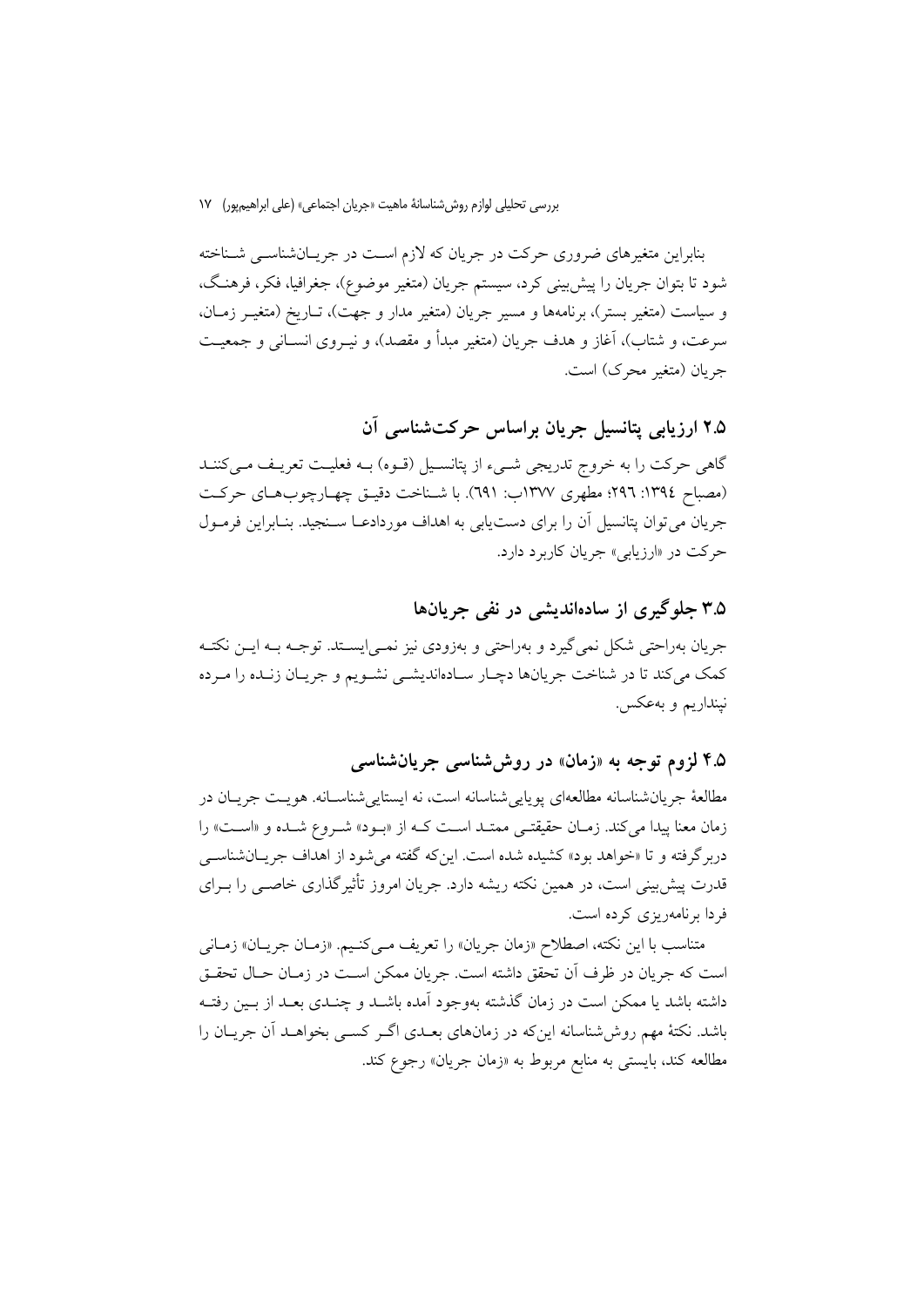بنابراین متغیرهای ضروری حرکت در جریان که لازم است در جریان‌شناسی شناخته شود تا بتوان جریان را پیش‌بینی کرد، سیستم جریان (متغیر موضوع)، جغرافیا، فکر، فرهنگ، و سیاست (متغیر بستر)، برنامه‌ها و مسیر جریان (متغیر مدار و جهت)، تاریخ (متغیر زمان، سرعت، و شتاب)، آغاز و هدف جریان (متغیر مبدأ و مقصد)، و نیروی انسانی و جمعیت جریان (متغیر محرک) است.

## ۲.۵ ارزیابی پتانسیل جریان براساس حرکت‌شناسی آن

گاهی حرکت را به خروج تدریجی شیء از پتانسیل (قوه) به فعلیت تعریف می‌کنند (مصباح ۱۳۹٤: ۲۹٦؛ مطهری ۱۳۷۷ب: ٦۹۱). با شناخت دقیق چهارچوب‌های حرکت جریان می‌توان پتانسیل آن را برای دست‌یابی به اهداف موردادعا سنجید. بنابراین فرمول حرکت در «ارزیابی» جریان کاربرد دارد.

## ۳.۵ جلوگیری از ساده‌اندیشی در نفی جریان‌ها

جریان به‌راحتی شکل نمی‌گیرد و به‌زودی نیز نمی‌ایستد. توجه به این نکته کمک می‌کند تا در شناخت جریان‌ها دچار ساده‌اندیشی نشویم و جریان زنده را مرده نپنداریم و به‌عکس.

## ۴.۵ لزوم توجه به «زمان» در روش‌شناسی جریان‌شناسی

مطالعهٔ جریان‌شناسانه مطالعه‌ای پویایی‌شناسانه است، نه ایستایی‌شناسانه. هویت جریان در زمان معنا پیدا می‌کند. زمان حقیقتی ممتد است که از «بود» شروع شده و «است» را دربرگرفته و تا «خواهد بود» کشیده شده است. این‌که گفته می‌شود از اهداف جریان‌شناسی قدرت پیش‌بینی است، در همین نکته ریشه دارد. جریان امروز تأثیرگذاری خاصی را برای فردا برنامه‌ریزی کرده است.

متناسب با این نکته، اصطلاح «زمان جریان» را تعریف می‌کنیم. «زمان جریان» زمانی است که جریان در ظرف آن تحقق داشته است. جریان ممکن است در زمان حال تحقق داشته باشد یا ممکن است در زمان گذشته به‌وجود آمده باشد و چندی بعد از بین رفته باشد. نکتهٔ مهم روش‌شناسانه این‌که در زمان‌های بعدی اگر کسی بخواهد آن جریان را مطالعه کند، بایستی به منابع مربوط به «زمان جریان» رجوع کند.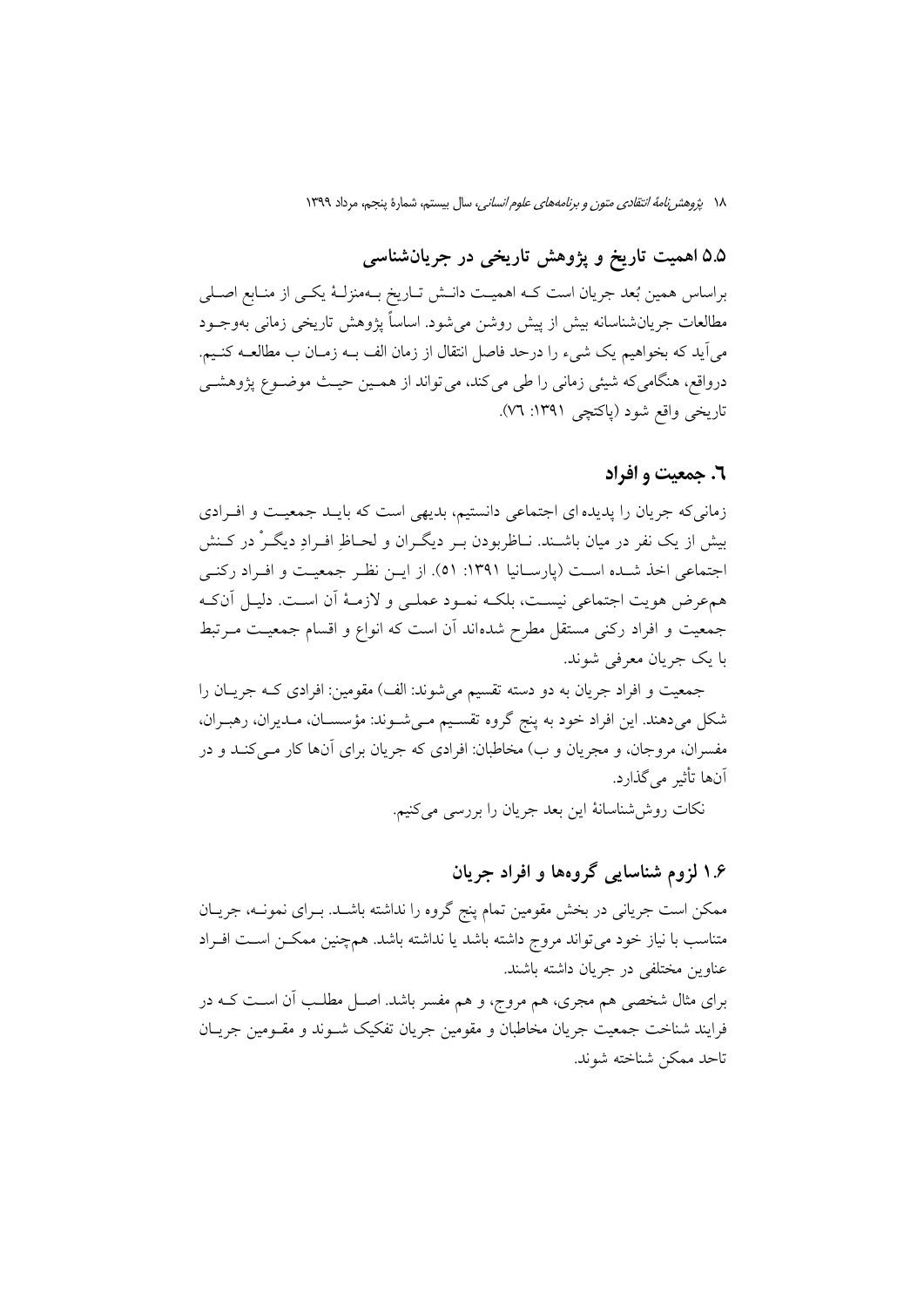## ۵.۵ اهمیت تاریخ و پژوهش تاریخی در جریان‌شناسی

براساس همین بُعد جریان است که اهمیت دانش تاریخ به‌منزلهٔ یکی از منابع اصلی مطالعات جریان‌شناسانه بیش از پیش روشن می‌شود. اساساً پژوهش تاریخی زمانی به‌وجود می‌آید که بخواهیم یک شیء را در حد فاصل انتقال از زمان الف به زمان ب مطالعه کنیم. درواقع، هنگامی‌که شیئی زمانی را طی می‌کند، می‌تواند از همین حیث موضوع پژوهشی تاریخی واقع شود (پاکتچی ۱۳۹۱: ٧٦).

## ٦. جمعیت و افراد

زمانی‌که جریان را پدیده ای اجتماعی دانستیم، بدیهی است که باید جمعیت و افرادی بیش از یک نفر در میان باشند. ناظربودن بر دیگران و لحاظِ افرادِ دیگرْ در کنش اجتماعی اخذ شده است (پارسانیا ۱۳۹۱: ۵۱). از این نظر جمعیت و افراد رکنی هم‌عرض هویت اجتماعی نیست، بلکه نمود عملی و لازمهٔ آن است. دلیل آن‌که جمعیت و افراد رکنی مستقل مطرح شده‌اند آن است که انواع و اقسام جمعیت مرتبط با یک جریان معرفی شوند.

جمعیت و افراد جریان به دو دسته تقسیم می‌شوند: الف) مقومین: افرادی که جریان را شکل می‌دهند. این افراد خود به پنج گروه تقسیم می‌شوند: مؤسسان، مدیران، رهبران، مفسران، مروجان، و مجریان و ب) مخاطبان: افرادی که جریان برای آن‌ها کار می‌کند و در آن‌ها تأثیر می‌گذارد.

نکات روش‌شناسانهٔ این بعد جریان را بررسی می‌کنیم.

## ۱.۶ لزوم شناسایی گروه‌ها و افراد جریان

ممکن است جریانی در بخش مقومین تمام پنج گروه را نداشته باشد. برای نمونه، جریان متناسب با نیاز خود می‌تواند مروج داشته باشد یا نداشته باشد. هم‌چنین ممکن است افراد عناوین مختلفی در جریان داشته باشند.

برای مثال شخصی هم مجری، هم مروج، و هم مفسر باشد. اصل مطلب آن است که در فرایند شناخت جمعیت جریان مخاطبان و مقومین جریان تفکیک شوند و مقومین جریان تاحد ممکن شناخته شوند.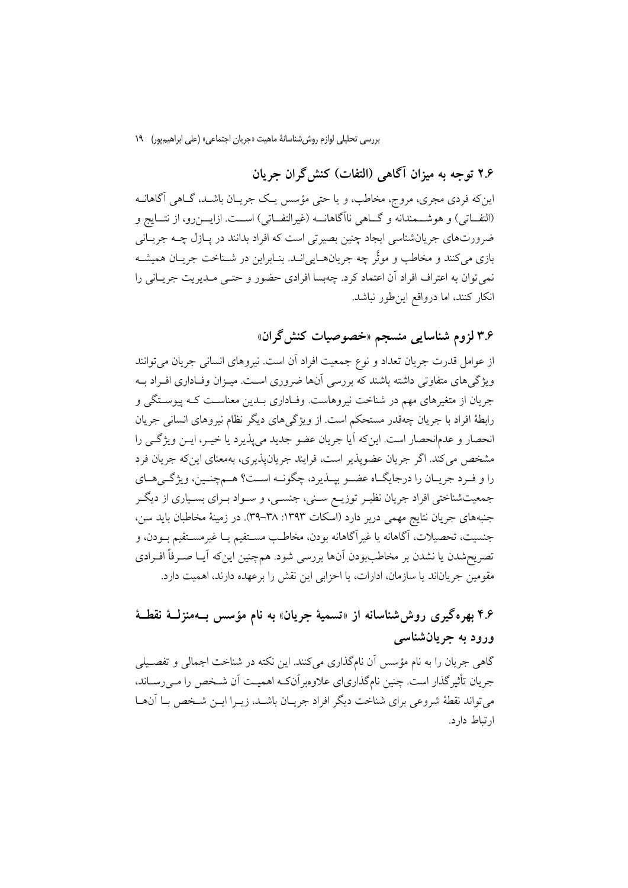## ۲.۶ توجه به میزان آگاهی (التفات) کنش‌گران جریان

این‌که فردی مجری، مروج، مخاطب، و یا حتی مؤسس یک جریان باشد، گاهی آگاهانه (التفاتی) و هوشمندانه و گاهی ناآگاهانه (غیرالتفاتی) است. ازاین‌رو، از نتایج و ضرورت‌های جریان‌شناسی ایجاد چنین بصیرتی است که افراد بدانند در پازل چه جریانی بازی می‌کنند و مخاطب و موثّر چه جریان‌هایی‌اند. بنابراین در شناخت جریان همیشه نمی‌توان به اعتراف افراد آن اعتماد کرد. چه‌بسا افرادی حضور و حتی مدیریت جریانی را انکار کنند، اما درواقع این‌طور نباشد.

## ۳.۶ لزوم شناسایی منسجم «خصوصیات کنش‌گران»

از عوامل قدرت جریان تعداد و نوع جمعیت افراد آن است. نیروهای انسانی جریان می‌توانند ویژگی‌های متفاوتی داشته باشند که بررسی آن‌ها ضروری است. میزان وفاداری افراد به جریان از متغیرهای مهم در شناخت نیروهاست. وفاداری بدین معناست که پیوستگی و رابطهٔ افراد با جریان چه‌قدر مستحکم است. از ویژگی‌های دیگر نظام نیروهای انسانی جریان انحصار و عدم‌انحصار است. این‌که آیا جریان عضو جدید می‌پذیرد یا خیر، این ویژگی را مشخص می‌کند. اگر جریان عضوپذیر است، فرایند جریان‌پذیری، به‌معنای این‌که جریان فرد را و فرد جریان را درجایگاه عضو بپذیرد، چگونه است؟ هم‌چنین، ویژگی‌های جمعیت‌شناختی افراد جریان نظیر توزیع سنی، جنسی، و سواد برای بسیاری از دیگر جنبه‌های جریان نتایج مهمی دربر دارد (اسکات ۱۳۹۳: ۳۸-۳۹). در زمینهٔ مخاطبان باید سن، جنسیت، تحصیلات، آگاهانه یا غیرآگاهانه بودن، مخاطب مستقیم یا غیرمستقیم بودن، و تصریح‌شدن یا نشدن بر مخاطب‌بودن آن‌ها بررسی شود. هم‌چنین این‌که آیا صرفاً افرادی مقومین جریان‌اند یا سازمان، ادارات، یا احزابی این نقش را برعهده دارند، اهمیت دارد.

## ۴.۶ بهره‌گیری روش‌شناسانه از «تسمیهٔ جریان» به نام مؤسس به‌منزلهٔ نقطهٔ ورود به جریان‌شناسی

گاهی جریان را به نام مؤسس آن نام‌گذاری می‌کنند. این نکته در شناخت اجمالی و تفصیلی جریان تأثیرگذار است. چنین نام‌گذاری‌ای علاوه‌برآن‌که اهمیت آن شخص را می‌رساند، می‌تواند نقطهٔ شروعی برای شناخت دیگر افراد جریان باشد، زیرا این شخص با آن‌ها ارتباط دارد.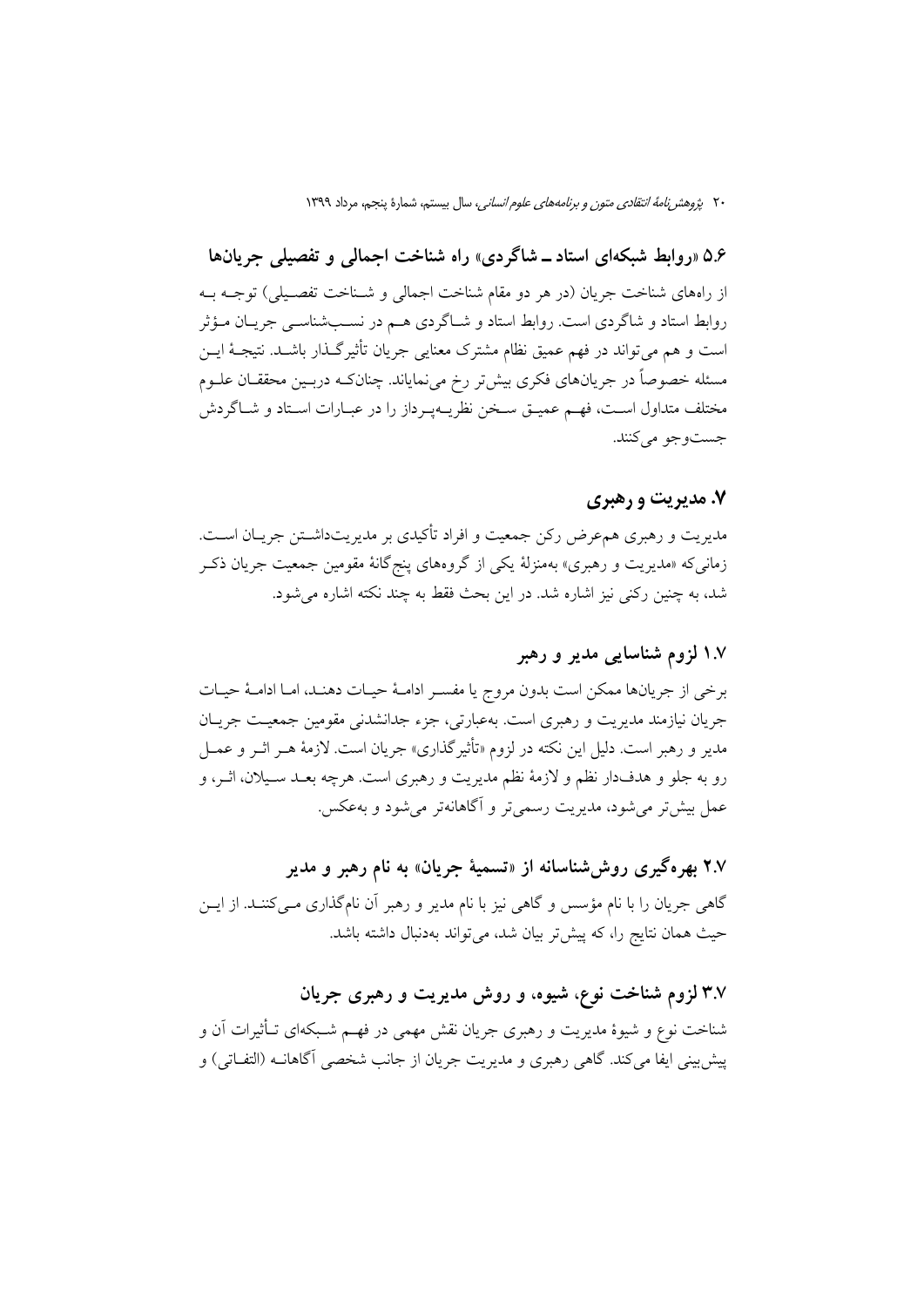### ۵.۶ «روابط شبکه‌ای استاد ـ شاگردی» راه شناخت اجمالی و تفصیلی جریان‌ها

از راه‌های شناخت جریان (در هر دو مقام شناخت اجمالی و شناخت تفصیلی) توجه به روابط استاد و شاگردی است. روابط استاد و شاگردی هم در نسب‌شناسی جریان مؤثر است و هم می‌تواند در فهم عمیق نظام مشترک معنایی جریان تأثیرگذار باشد. نتیجهٔ این مسئله خصوصاً در جریان‌های فکری بیش‌تر رخ می‌نمایاند. چنان‌که دربین محققان علوم مختلف متداول است، فهم عمیق سخن نظریه‌پرداز را در عبارات استاد و شاگردش جست‌وجو می‌کنند.

## ۷. مدیریت و رهبری

مدیریت و رهبری هم‌عرض رکن جمعیت و افراد تأکیدی بر مدیریت‌داشتن جریان است. زمانی‌که «مدیریت و رهبری» به‌منزلهٔ یکی از گروه‌های پنج‌گانهٔ مقومین جمعیت جریان ذکر شد، به چنین رکنی نیز اشاره شد. در این بحث فقط به چند نکته اشاره می‌شود.

### ۱.۷ لزوم شناسایی مدیر و رهبر

برخی از جریان‌ها ممکن است بدون مروج یا مفسر ادامهٔ حیات دهند، اما ادامهٔ حیات جریان نیازمند مدیریت و رهبری است. به‌عبارتی، جزء جدانشدنی مقومین جمعیت جریان مدیر و رهبر است. دلیل این نکته در لزوم «تأثیرگذاری» جریان است. لازمهٔ هر اثر و عمل رو به جلو و هدف‌دار نظم و لازمهٔ نظم مدیریت و رهبری است. هرچه بعد سیلان، اثر، و عمل بیش‌تر می‌شود، مدیریت رسمی‌تر و آگاهانه‌تر می‌شود و به‌عکس.

### ۲.۷ بهره‌گیری روش‌شناسانه از «تسمیهٔ جریان» به نام رهبر و مدیر

گاهی جریان را با نام مؤسس و گاهی نیز با نام مدیر و رهبر آن نام‌گذاری می‌کنند. از این حیث همان نتایج را، که پیش‌تر بیان شد، می‌تواند به‌دنبال داشته باشد.

### ۳.۷ لزوم شناخت نوع، شیوه، و روش مدیریت و رهبری جریان

شناخت نوع و شیوهٔ مدیریت و رهبری جریان نقش مهمی در فهم شبکه‌ای تأثیرات آن و پیش‌بینی ایفا می‌کند. گاهی رهبری و مدیریت جریان از جانب شخصی آگاهانه (التفاتی) و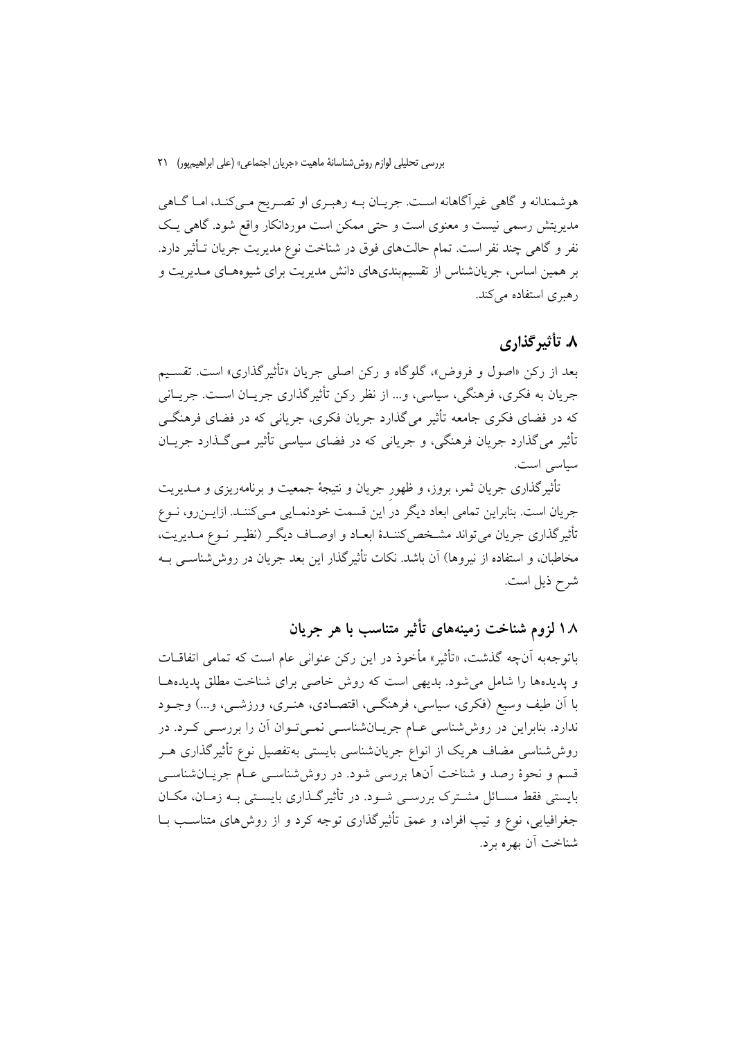هوشمندانه و گاهی غیرآگاهانه است. جریان به رهبری او تصریح می‌کند، اما گاهی مدیریتش رسمی نیست و معنوی است و حتی ممکن است موردانکار واقع شود. گاهی یک نفر و گاهی چند نفر است. تمام حالت‌های فوق در شناخت نوع مدیریت جریان تأثیر دارد. بر همین اساس، جریان‌شناس از تقسیم‌بندی‌های دانش مدیریت برای شیوه‌های مدیریت و رهبری استفاده می‌کند.

## ۸. تأثیرگذاری

بعد از رکن «اصول و فروض»، گلوگاه و رکن اصلی جریان «تأثیرگذاری» است. تقسیم جریان به فکری، فرهنگی، سیاسی، و... از نظر رکن تأثیرگذاری جریان است. جریانی که در فضای فکری جامعه تأثیر می‌گذارد جریان فکری، جریانی که در فضای فرهنگی تأثیر می‌گذارد جریان فرهنگی، و جریانی که در فضای سیاسی تأثیر می‌گذارد جریان سیاسی است.

تأثیرگذاری جریان ثمر، بروز، و ظهورِ جریان و نتیجهٔ جمعیت و برنامه‌ریزی و مدیریت جریان است. بنابراین تمامی ابعاد دیگر در این قسمت خودنمایی می‌کنند. ازاین‌رو، نوع تأثیرگذاری جریان می‌تواند مشخص‌کنندهٔ ابعاد و اوصاف دیگر (نظیر نوع مدیریت، مخاطبان، و استفاده از نیروها) آن باشد. نکات تأثیرگذار این بعد جریان در روش‌شناسی به شرح ذیل است.

### ۱.۸ لزوم شناخت زمینه‌های تأثیر متناسب با هر جریان

باتوجه‌به آن‌چه گذشت، «تأثیر» مأخوذ در این رکن عنوانی عام است که تمامی اتفاقات و پدیده‌ها را شامل می‌شود. بدیهی است که روش خاصی برای شناخت مطلق پدیده‌ها با آن طیف وسیع (فکری، سیاسی، فرهنگی، اقتصادی، هنری، ورزشی، و...) وجود ندارد. بنابراین در روش‌شناسی عام جریان‌شناسی نمی‌توان آن را بررسی کرد. در روش‌شناسی مضاف هریک از انواع جریان‌شناسی بایستی به‌تفصیل نوع تأثیرگذاری هر قسم و نحوهٔ رصد و شناخت آن‌ها بررسی شود. در روش‌شناسی عام جریان‌شناسی بایستی فقط مسائل مشترک بررسی شود. در تأثیرگذاری بایستی به زمان، مکان جغرافیایی، نوع و تیپ افراد، و عمق تأثیرگذاری توجه کرد و از روش‌های متناسب با شناخت آن بهره برد.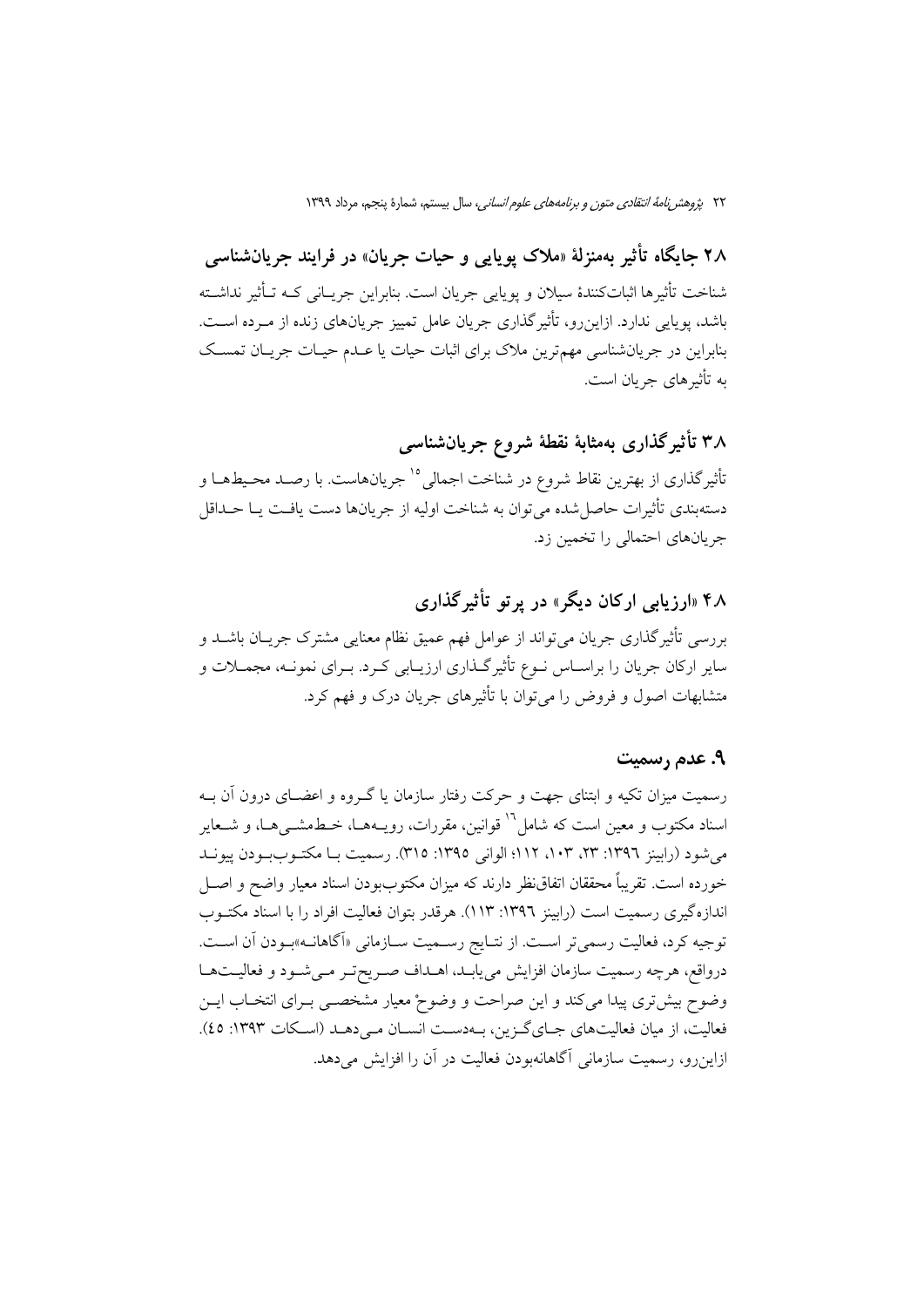## ۲.۸ جایگاه تأثیر به‌منزلهٔ «ملاک پویایی و حیات جریان» در فرایند جریان‌شناسی

شناخت تأثیرها اثبات‌کنندهٔ سیلان و پویایی جریان است. بنابراین جریانی که تأثیر نداشته باشد، پویایی ندارد. ازاین‌رو، تأثیرگذاری جریان عامل تمییز جریان‌های زنده از مرده است. بنابراین در جریان‌شناسی مهم‌ترین ملاک برای اثبات حیات یا عدم حیات جریان تمسک به تأثیرهای جریان است.

## ۳.۸ تأثیرگذاری به‌مثابهٔ نقطهٔ شروع جریان‌شناسی

تأثیرگذاری از بهترین نقاط شروع در شناخت اجمالی[15] جریان‌هاست. با رصد محیط‌ها و دسته‌بندی تأثیرات حاصل‌شده می‌توان به شناخت اولیه از جریان‌ها دست یافت یا حداقل جریان‌های احتمالی را تخمین زد.

## ۴.۸ «ارزیابی ارکان دیگر» در پرتو تأثیرگذاری

بررسی تأثیرگذاری جریان می‌تواند از عوامل فهم عمیق نظام معنایی مشترک جریان باشد و سایر ارکان جریان را براساس نوع تأثیرگذاری ارزیابی کرد. برای نمونه، مجملات و متشابهات اصول و فروض را می‌توان با تأثیرهای جریان درک و فهم کرد.

## ۹. عدم رسمیت

رسمیت میزان تکیه و ابتنای جهت و حرکت رفتار سازمان یا گروه و اعضای درون آن به اسناد مکتوب و معین است که شامل[16] قوانین، مقررات، رویه‌ها، خط‌مشی‌ها، و شعایر می‌شود (رابینز ۱۳۹۶: ۲۳، ۱۰۳، ۱۱۲؛ الوانی ۱۳۹۵: ۳۱۵). رسمیت با مکتوب‌بودن پیوند خورده است. تقریباً محققان اتفاق‌نظر دارند که میزان مکتوب‌بودن اسناد معیار واضح و اصل اندازه‌گیری رسمیت است (رابینز ۱۳۹۶: ۱۱۳). هرقدر بتوان فعالیت افراد را با اسناد مکتوب توجیه کرد، فعالیت رسمی‌تر است. از نتایج رسمیت سازمانی «آگاهانه»بودن آن است. درواقع، هرچه رسمیت سازمان افزایش می‌یابد، اهداف صریح‌تر می‌شود و فعالیت‌ها وضوح بیش‌تری پیدا می‌کند و این صراحت و وضوحْ معیار مشخصی برای انتخاب این فعالیت، از میان فعالیت‌های جای‌گزین، به‌دست انسان می‌دهد (اسکات ۱۳۹۳: ۴۵). ازاین‌رو، رسمیت سازمانی آگاهانه‌بودن فعالیت در آن را افزایش می‌دهد.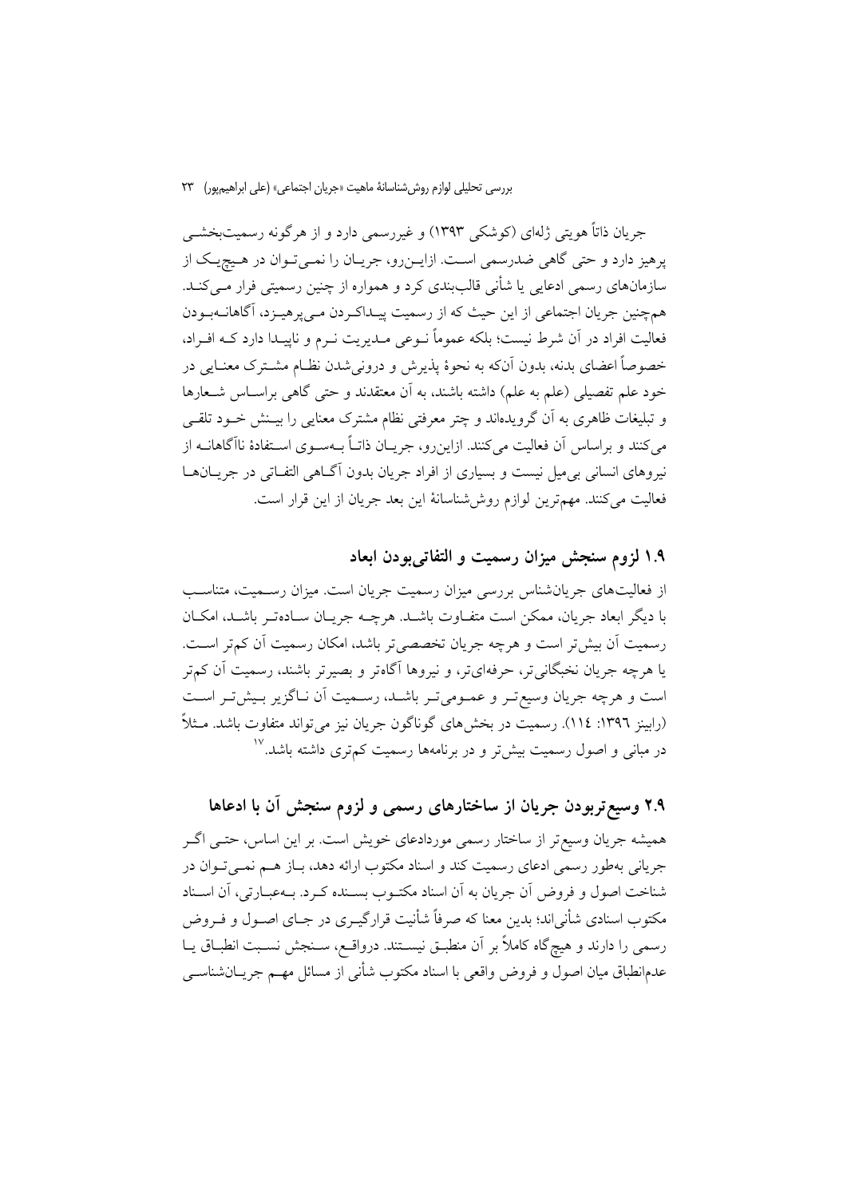جریان ذاتاً هویتی ژله‌ای (کوشکی ۱۳۹۳) و غیررسمی دارد و از هرگونه رسمیت‌بخشی پرهیز دارد و حتی گاهی ضدرسمی است. ازاین‌رو، جریان را نمی‌توان در هیچ‌یک از سازمان‌های رسمی ادعایی یا شأنی قالب‌بندی کرد و همواره از چنین رسمیتی فرار می‌کند. همچنین جریان اجتماعی از این حیث که از رسمیت پیداکردن می‌پرهیزد، آگاهانه‌بودن فعالیت افراد در آن شرط نیست؛ بلکه عموماً نوعی مدیریت نرم و ناپیدا دارد که افراد، خصوصاً اعضای بدنه، بدون آن‌که به نحوهٔ پذیرش و درونی‌شدن نظام مشترک معنایی در خود علم تفصیلی (علم به علم) داشته باشند، به آن معتقدند و حتی گاهی براساس شعارها و تبلیغات ظاهری به آن گرویده‌اند و چتر معرفتی نظام مشترک معنایی را بینش خود تلقی می‌کنند و براساس آن فعالیت می‌کنند. ازاین‌رو، جریان ذاتاً به‌سوی استفادهٔ ناآگاهانه از نیروهای انسانی بی‌میل نیست و بسیاری از افراد جریان بدون آگاهی التفاتی در جریان‌ها فعالیت می‌کنند. مهم‌ترین لوازم روش‌شناسانهٔ این بعد جریان از این قرار است.

## ۱.۹ لزوم سنجش میزان رسمیت و التفاتی‌بودن ابعاد

از فعالیت‌های جریان‌شناس بررسی میزان رسمیت جریان است. میزان رسمیت، متناسب با دیگر ابعاد جریان، ممکن است متفاوت باشد. هرچه جریان ساده‌تر باشد، امکان رسمیت آن بیش‌تر است و هرچه جریان تخصصی‌تر باشد، امکان رسمیت آن کم‌تر است. یا هرچه جریان نخبگانی‌تر، حرفه‌ای‌تر، و نیروها آگاه‌تر و بصیرتر باشند، رسمیت آن کم‌تر است و هرچه جریان وسیع‌تر و عمومی‌تر باشد، رسمیت آن ناگزیر بیش‌تر است (رابینز ۱۳۹۶: ۱۱۴). رسمیت در بخش‌های گوناگون جریان نیز می‌تواند متفاوت باشد. مثلاً در مبانی و اصول رسمیت بیش‌تر و در برنامه‌ها رسمیت کم‌تری داشته باشد.[۱۷]

## ۲.۹ وسیع‌تربودن جریان از ساختارهای رسمی و لزوم سنجش آن با ادعاها

همیشه جریان وسیع‌تر از ساختار رسمی موردادعای خویش است. بر این اساس، حتی اگر جریانی به‌طور رسمی ادعای رسمیت کند و اسناد مکتوب ارائه دهد، باز هم نمی‌توان در شناخت اصول و فروض آن جریان به آن اسناد مکتوب بسنده کرد. به‌عبارتی، آن اسناد مکتوب اسنادی شأنی‌اند؛ بدین معنا که صرفاً شأنیت قرارگیری در جای اصول و فروض رسمی را دارند و هیچ‌گاه کاملاً بر آن منطبق نیستند. درواقع، سنجش نسبت انطباق یا عدم‌انطباق میان اصول و فروض واقعی با اسناد مکتوب شأنی از مسائل مهم جریان‌شناسی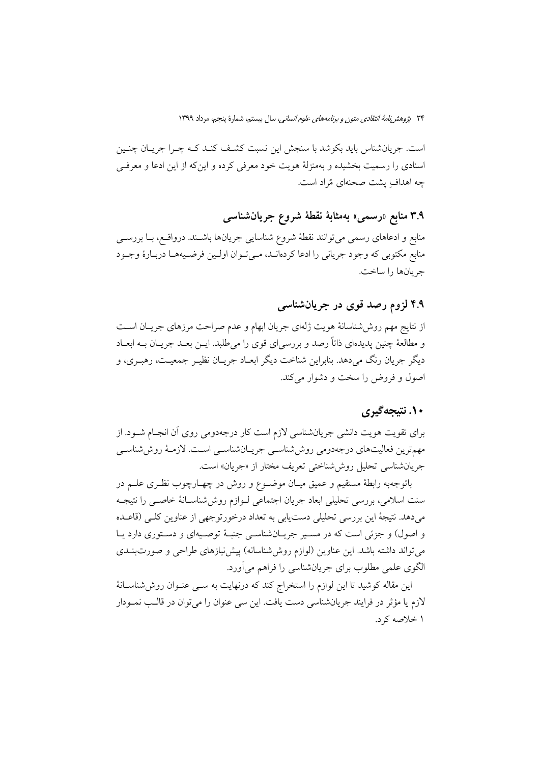است. جریان‌شناس باید بکوشد با سنجش این نسبت کشف کند که چرا جریان چنین اسنادی را رسمیت بخشیده و به‌منزلهٔ هویت خود معرفی کرده و این‌که از این ادعا و معرفی چه اهدافِ پشت صحنه‌ای مُراد است.

### ۳.۹ منابع «رسمی» به‌مثابهٔ نقطهٔ شروع جریان‌شناسی

منابع و ادعاهای رسمی می‌توانند نقطهٔ شروع شناسایی جریان‌ها باشند. درواقع، با بررسی منابع مکتوبی که وجود جریانی را ادعا کرده‌اند، می‌توان اولین فرضیه‌ها دربارهٔ وجود جریان‌ها را ساخت.

### ۴.۹ لزوم رصد قوی در جریان‌شناسی

از نتایج مهم روش‌شناسانهٔ هویت ژله‌ای جریان ابهام و عدم صراحت مرزهای جریان است و مطالعهٔ چنین پدیده‌ای ذاتاً رصد و بررسی‌ای قوی را می‌طلبد. این بعد جریان به ابعاد دیگر جریان رنگ می‌دهد. بنابراین شناخت دیگر ابعاد جریان نظیر جمعیت، رهبری، و اصول و فروض را سخت و دشوار می‌کند.

## ۱۰. نتیجه‌گیری

برای تقویت هویت دانشی جریان‌شناسی لازم است کار درجه‌دومی روی آن انجام شود. از مهم‌ترین فعالیت‌های درجه‌دومی روش‌شناسی جریان‌شناسی است. لازمهٔ روش‌شناسی جریان‌شناسی تحلیل روش‌شناختی تعریف مختار از «جریان» است.

باتوجه‌به رابطهٔ مستقیم و عمیق میان موضوع و روش در چهارچوب نظری علم در سنت اسلامی، بررسی تحلیلی ابعاد جریان اجتماعی لوازم روش‌شناسانهٔ خاصی را نتیجه می‌دهد. نتیجهٔ این بررسی تحلیلی دست‌یابی به تعداد درخورتوجهی از عناوین کلی (قاعده و اصول) و جزئی است که در مسیر جریان‌شناسی جنبهٔ توصیه‌ای و دستوری دارد یا می‌تواند داشته باشد. این عناوین (لوازم روش‌شناسانه) پیش‌نیازهای طراحی و صورت‌بندی الگوی علمی مطلوب برای جریان‌شناسی را فراهم می‌آورد.

این مقاله کوشید تا این لوازم را استخراج کند که درنهایت به سی عنوان روش‌شناسانهٔ لازم یا مؤثر در فرایند جریان‌شناسی دست یافت. این سی عنوان را می‌توان در قالب نمودار ۱ خلاصه کرد.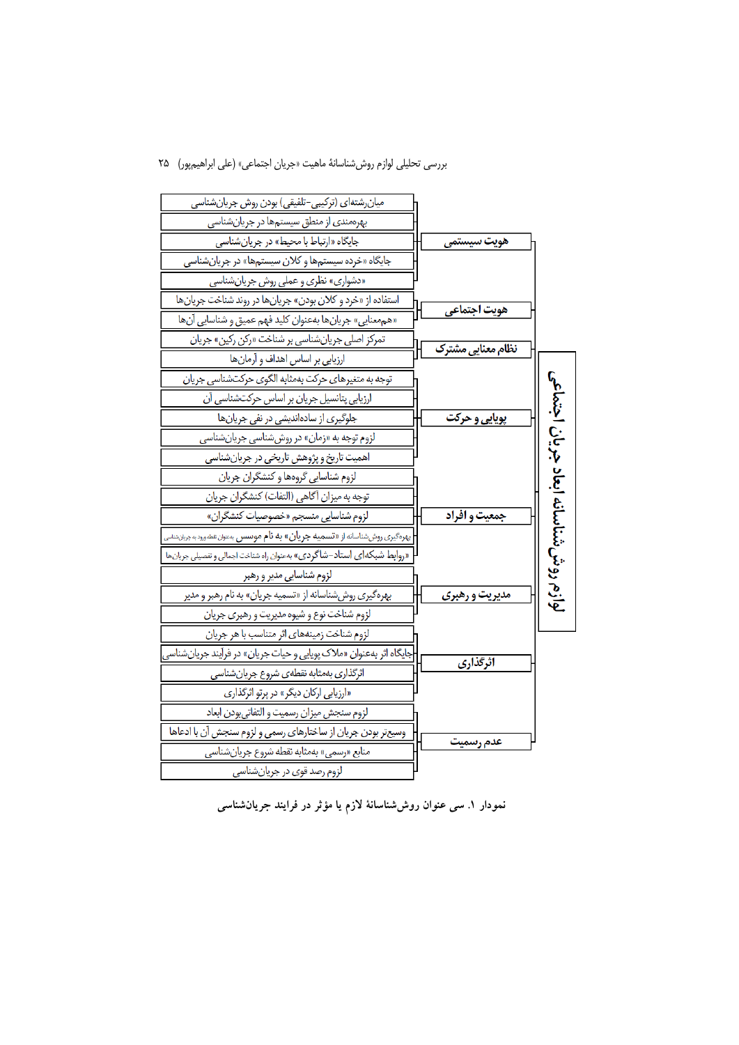**لوازم روش‌شناسانه ابعاد جریان اجتماعی**

- **هویت سیستمی**
  - میان‌رشته‌ای (ترکیبی-تلفیقی) بودن روش جریان‌شناسی
  - بهره‌مندی از منطق سیستم‌ها در جریان‌شناسی
  - جایگاه «ارتباط با محیط» در جریان‌شناسی
  - جایگاه «خرده سیستم‌ها و کلان سیستم‌ها» در جریان‌شناسی
  - «دشواری» نظری و عملی روش جریان‌شناسی
- **هویت اجتماعی**
  - استفاده از «خرد و کلان بودن» جریان‌ها در روند شناخت جریان‌ها
  - «هم‌معنایی» جریان‌ها به‌عنوان کلید فهم عمیق و شناسایی آن‌ها
- **نظام معنایی مشترک**
  - تمرکز اصلی جریان‌شناسی بر شناخت «رکن رکین» جریان
  - ارزیابی بر اساس اهداف و آرمان‌ها
- **پویایی و حرکت**
  - توجه به متغیرهای حرکت به‌مثابه الگوی حرکت‌شناسی جریان
  - ارزیابی پتانسیل جریان بر اساس حرکت‌شناسی آن
  - جلوگیری از ساده‌اندیشی در نفی جریان‌ها
  - لزوم توجه به «زمان» در روش‌شناسی جریان‌شناسی
  - اهمیت تاریخ و پژوهش تاریخی در جریان‌شناسی
- **جمعیت و افراد**
  - لزوم شناسایی گروه‌ها و کنشگران جریان
  - توجه به میزان آگاهی (التفات) کنشگران جریان
  - لزوم شناسایی منسجم «خصوصیات کنشگران»
  - بهره‌گیری روش‌شناسانه از «تسمیه جریان» به نام موسس به‌عنوان نقطه ورود به جریان‌شناسی
  - «روابط شبکه‌ای استاد-شاگردی» به‌عنوان راه شناخت اجمالی و تفصیلی جریان‌ها
- **مدیریت و رهبری**
  - لزوم شناسایی مدیر و رهبر
  - بهره‌گیری روش‌شناسانه از «تسمیه جریان» به نام رهبر و مدیر
  - لزوم شناخت نوع و شیوه مدیریت و رهبری جریان
- **اثرگذاری**
  - لزوم شناخت زمینه‌های اثر متناسب با هر جریان
  - جایگاه اثر به‌عنوان «ملاک پویایی و حیات جریان» در فرآیند جریان‌شناسی
  - اثرگذاری به‌مثابه نقطه‌ی شروع جریان‌شناسی
  - «ارزیابی ارکان دیگر» در پرتو اثرگذاری
- **عدم رسمیت**
  - لزوم سنجش میزان رسمیت و التفاتی‌بودن ابعاد
  - وسیع‌تر بودن جریان از ساختارهای رسمی و لزوم سنجش آن با ادعاها
  - منابع «رسمی» به‌مثابه نقطه شروع جریان‌شناسی
  - لزوم رصد قوی در جریان‌شناسی

نمودار ۱. سی عنوان روش‌شناسانهٔ لازم یا مؤثر در فرایند جریان‌شناسی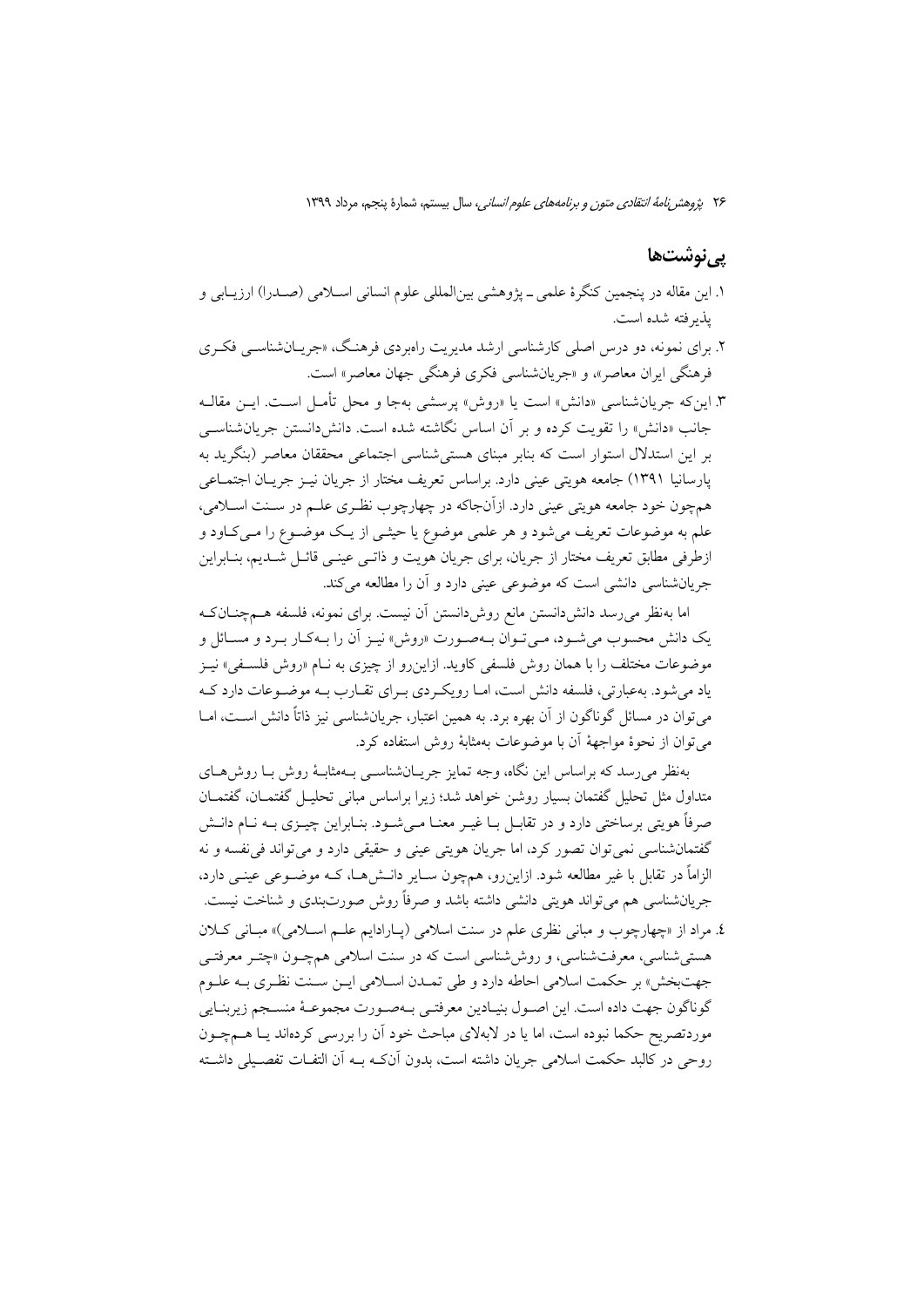## پی‌نوشت‌ها

۱. این مقاله در پنجمین کنگرهٔ علمی ـ پژوهشی بین‌المللی علوم انسانی اسلامی (صدرا) ارزیابی و پذیرفته شده است.

۲. برای نمونه، دو درس اصلی کارشناسی ارشد مدیریت راهبردی فرهنگ، «جریان‌شناسی فکری فرهنگی ایران معاصر»، و «جریان‌شناسی فکری فرهنگی جهان معاصر» است.

۳. این‌که جریان‌شناسی «دانش» است یا «روش» پرسشی به‌جا و محل تأمل است. این مقاله جانب «دانش» را تقویت کرده و بر آن اساس نگاشته شده است. دانش‌دانستن جریان‌شناسی بر این استدلال استوار است که بنابر مبنای هستی‌شناسی اجتماعی محققان معاصر (بنگرید به پارسانیا ۱۳۹۱) جامعه هویتی عینی دارد. براساس تعریف مختار از جریان نیز جریان اجتماعی همچون خود جامعه هویتی عینی دارد. ازآن‌جاکه در چهارچوب نظری علم در سنت اسلامی، علم به موضوعات تعریف می‌شود و هر علمی موضوع یا حیثی از یک موضوع را می‌کاود و ازطرفی مطابق تعریف مختار از جریان، برای جریان هویت و ذاتی عینی قائل شدیم، بنابراین جریان‌شناسی دانشی است که موضوعی عینی دارد و آن را مطالعه می‌کند.

اما به‌نظر می‌رسد دانش‌دانستن مانع روش‌دانستن آن نیست. برای نمونه، فلسفه همچنان‌که یک دانش محسوب می‌شود، می‌توان به‌صورت «روش» نیز آن را به‌کار برد و مسائل و موضوعات مختلف را با همان روش فلسفی کاوید. ازاین‌رو از چیزی به نام «روش فلسفی» نیز یاد می‌شود. به‌عبارتی، فلسفه دانش است، اما رویکردی برای تقارب به موضوعات دارد که می‌توان در مسائل گوناگون از آن بهره برد. به همین اعتبار، جریان‌شناسی نیز ذاتاً دانش است، اما می‌توان از نحوهٔ مواجههٔ آن با موضوعات به‌مثابهٔ روش استفاده کرد.

به‌نظر می‌رسد که براساس این نگاه، وجه تمایز جریان‌شناسی به‌مثابهٔ روش با روش‌های متداول مثل تحلیل گفتمان بسیار روشن خواهد شد؛ زیرا براساس مبانی تحلیل گفتمان، گفتمان صرفاً هویتی برساختی دارد و در تقابل با غیر معنا می‌شود. بنابراین چیزی به نام دانش گفتمان‌شناسی نمی‌توان تصور کرد، اما جریان هویتی عینی و حقیقی دارد و می‌تواند فی‌نفسه و نه الزاماً در تقابل با غیر مطالعه شود. ازاین‌رو، همچون سایر دانش‌ها، که موضوعی عینی دارد، جریان‌شناسی هم می‌تواند هویتی دانشی داشته باشد و صرفاً روش صورت‌بندی و شناخت نیست.

۴. مراد از «چهارچوب و مبانی نظری علم در سنت اسلامی (پارادایم علم اسلامی)» مبانی کلان هستی‌شناسی، معرفت‌شناسی، و روش‌شناسی است که در سنت اسلامی همچون «چتر معرفتی جهت‌بخش» بر حکمت اسلامی احاطه دارد و طی تمدن اسلامی این سنت نظری به علوم گوناگون جهت داده است. این اصول بنیادین معرفتی به‌صورت مجموعهٔ منسجم زیربنایی موردتصریح حکما نبوده است، اما یا در لابه‌لای مباحث خود آن را بررسی کرده‌اند یا همچون روحی در کالبد حکمت اسلامی جریان داشته است، بدون آن‌که به آن التفات تفصیلی داشته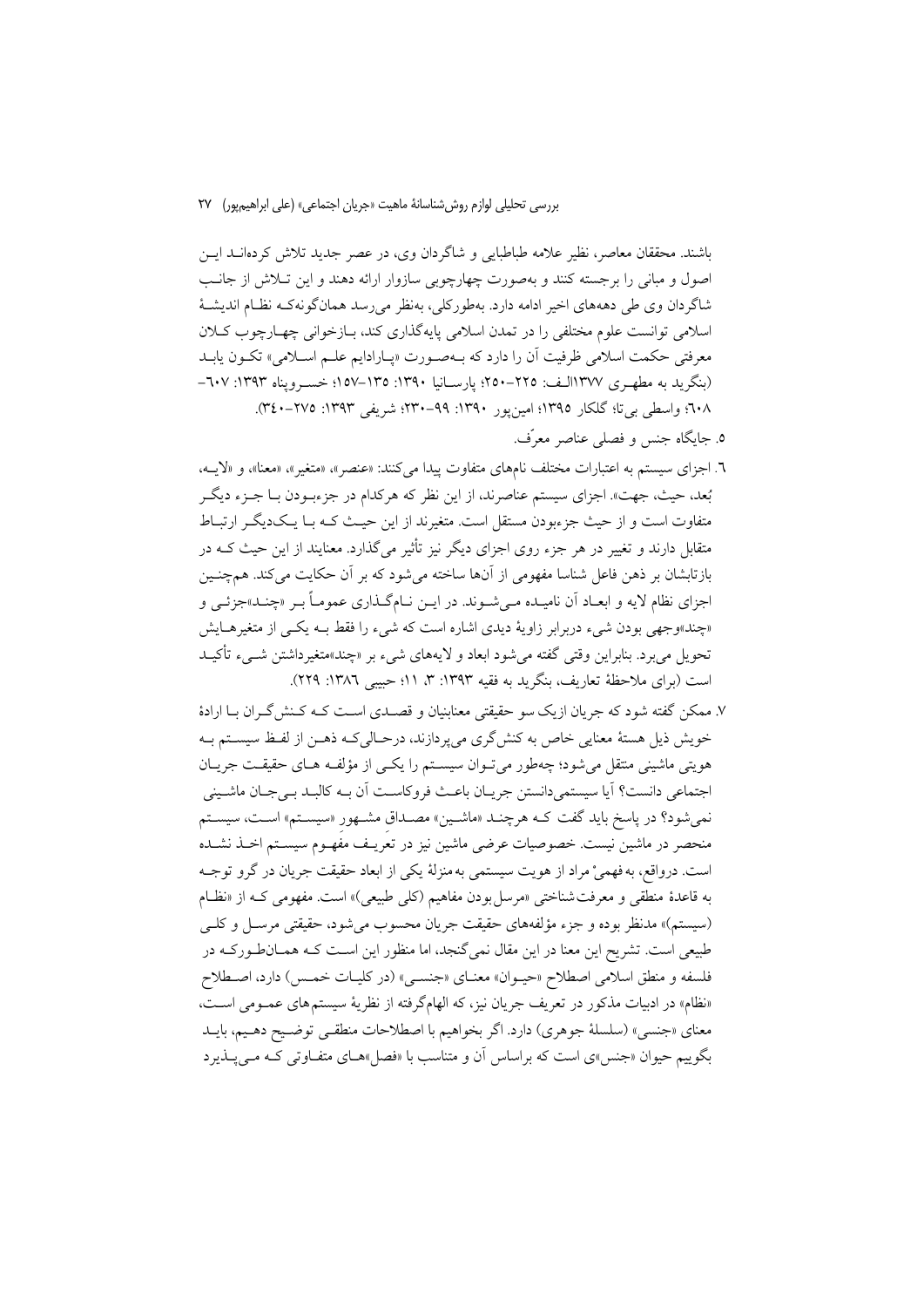باشند. محققان معاصر، نظیر علامه طباطبایی و شاگردان وی، در عصر جدید تلاش کرده‌اند این اصول و مبانی را برجسته کنند و به‌صورت چهارچوبی سازوار ارائه دهند و این تلاش از جانب شاگردان وی طی دهه‌های اخیر ادامه دارد. به‌طورکلی، به‌نظر می‌رسد همان‌گونه‌که نظام اندیشهٔ اسلامی توانست علوم مختلفی را در تمدن اسلامی پایه‌گذاری کند، بازخوانی چهارچوب کلان معرفتی حکمت اسلامی ظرفیت آن را دارد که به‌صورت «پارادایم علم اسلامی» تکون یابد (بنگرید به مطهری ۱۳۷۷الف: ۲۲۵–۲۵۰؛ پارسانیا ۱۳۹۰: ۱۳۵–۱۵۷؛ خسروپناه ۱۳۹۳: ۶۰۷–۶۰۸؛ واسطی بی‌تا؛ گلکار ۱۳۹۵؛ امین‌پور ۱۳۹۰: ۹۹–۲۳۰؛ شریفی ۱۳۹۳: ۲۷۵–۳۴۰).

۵. جایگاه جنس و فصلی عناصر معرِّف.

۶. اجزای سیستم به اعتبارات مختلف نام‌های متفاوت پیدا می‌کنند: «عنصر»، «متغیر»، «معنا»، و «لایه، بُعد، حیث، جهت». اجزای سیستم عناصرند، از این نظر که هرکدام در جزءبودن با جزء دیگر متفاوت است و از حیث جزءبودن مستقل است. متغیرند از این حیث که با یک‌دیگر ارتباط متقابل دارند و تغییر در هر جزء روی اجزای دیگر نیز تأثیر می‌گذارد. معنایند از این حیث که در بازتابشان بر ذهن فاعل شناسا مفهومی از آن‌ها ساخته می‌شود که بر آن حکایت می‌کند. هم‌چنین اجزای نظام لایه و ابعاد آن نامیده می‌شوند. در این نام‌گذاری عموماً بر «چند»جزئی و «چند»وجهی بودن شیء دربرابر زاویهٔ دیدی اشاره است که شیء را فقط به یکی از متغیرهایش تحویل می‌برد. بنابراین وقتی گفته می‌شود ابعاد و لایه‌های شیء بر «چند»متغیرداشتن شیء تأکید است (برای ملاحظهٔ تعاریف، بنگرید به فقیه ۱۳۹۳: ۳، ۱۱؛ حبیبی ۱۳۸۶: ۲۲۹).

۷. ممکن گفته شود که جریان از یک سو حقیقتی معنابنیان و قصدی است که کنش‌گران با ارادهٔ خویش ذیل هستهٔ معنایی خاص به کنش‌گری می‌پردازند، درحالی‌که ذهن از لفظ سیستم به هویتی ماشینی منتقل می‌شود؛ چه‌طور می‌توان سیستم را یکی از مؤلفه‌های حقیقت جریان اجتماعی دانست؟ آیا سیستمی‌دانستن جریان باعث فروکاست آن به کالبد بی‌جان ماشینی نمی‌شود؟ در پاسخ باید گفت که هرچند «ماشین» مصداقِ مشهور «سیستم» است، سیستم منحصر در ماشین نیست. خصوصیات عرضی ماشین نیز در تعریف مفهوم سیستم اخذ نشده است. درواقع، به‌فهمیْ مراد از هویت سیستمی به‌منزلهٔ یکی از ابعاد حقیقت جریان در گرو توجه به قاعدهٔ منطقی و معرفت‌شناختی «مرسل‌بودن مفاهیم (کلی طبیعی)» است. مفهومی که از «نظام (سیستم)» مدنظر بوده و جزء مؤلفه‌های حقیقت جریان محسوب می‌شود، حقیقتی مرسل و کلی طبیعی است. تشریح این معنا در این مقال نمی‌گنجد، اما منظور این است که همان‌طورکه در فلسفه و منطق اسلامی اصطلاح «حیوان» معنای «جنسی» (در کلیات خمس) دارد، اصطلاح «نظام» در ادبیات مذکور در تعریف جریان نیز، که الهام‌گرفته از نظریهٔ سیستم‌های عمومی است، معنای «جنسی» (سلسلهٔ جوهری) دارد. اگر بخواهیم با اصطلاحات منطقی توضیح دهیم، باید بگوییم حیوان «جنس»ی است که براساس آن و متناسب با «فصل»های متفاوتی که می‌پذیرد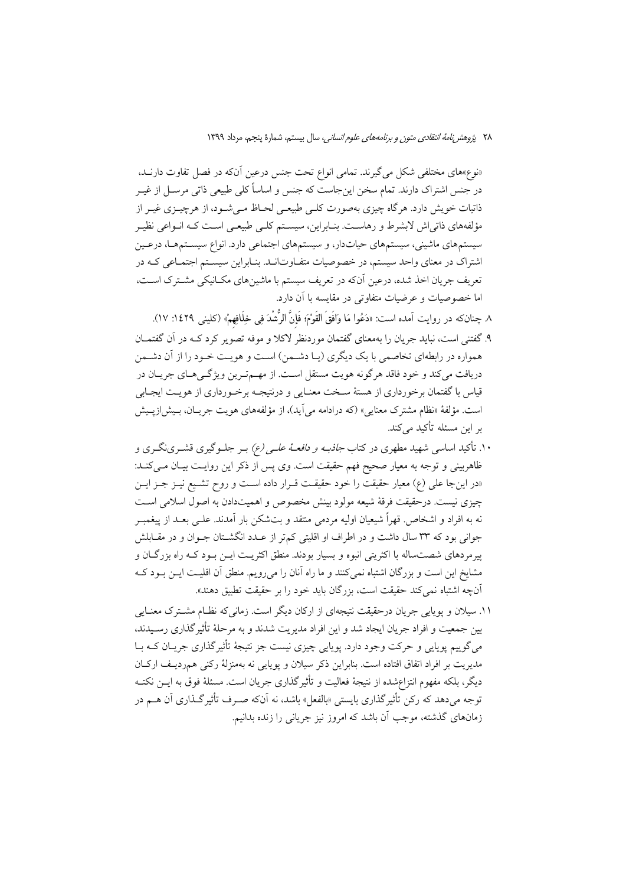«نوع»های مختلفی شکل می‌گیرند. تمامی انواع تحت جنس درعین آن‌که در فصل تفاوت دارنـد، در جنس اشتراک دارند. تمام سخن این‌جاست که جنس و اساساً کلی طبیعی ذاتی مرسـل از غیـر ذاتیات خویش دارد. هرگاه چیزی به‌صورت کلـی طبیعـی لحـاظ مـی‌شـود، از هرچیـزی غیـر از مؤلفه‌های ذاتی‌اش لابشرط و رهاسـت. بنـابراین، سیسـتم کلـی طبیعـی اسـت کـه انـواعی نظیـر سیستم‌های ماشینی، سیستم‌های حیات‌دار، و سیستم‌های اجتماعی دارد. انواع سیسـتم‌هـا، درعـین اشتراک در معنای واحد سیستم، در خصوصیات متفـاوت‌انـد. بنـابراین سیسـتم اجتمـاعی کـه در تعریف جریان اخذ شده، درعین آن‌که در تعریف سیستم با ماشین‌های مکـانیکی مشـترک اسـت، اما خصوصیات و عرضیات متفاوتی در مقایسه با آن دارد.

۸. چنان‌که در روایت آمده است: «دَعُوا مَا وَافَقَ الْقَوْمَ؛ فَإِنَّ الرُّشْدَ فِي خِلَافِهِمْ» (کلینی ۱۴۲۹: ۱۷).

۹. گفتنی است، نباید جریان را به‌معنای گفتمان موردنظر لاکلا و موفه تصویر کرد کـه در آن گفتمـان همواره در رابطه‌ای تخاصمی با یک دیگری (یـا دشـمن) اسـت و هویـت خـود را از آن دشـمن دریافت می‌کند و خود فاقد هرگونه هویت مستقل اسـت. از مهـم‌تـرین ویژگـی‌هـای جریـان در قیاس با گفتمان برخورداری از هستهٔ سـخت معنـایی و درنتیجـه برخـورداری از هویـت ایجـابی است. مؤلفهٔ «نظام مشترک معنایی» (که درادامه می‌آید)، از مؤلفه‌های هویت جریـان، بـیش‌ازپـیش بر این مسئله تأکید می‌کند.

۱۰. تأکید اساسی شهید مطهری در کتاب *جاذبـه و دافعـهٔ علـی (ع)* بـر جلـوگیری قشـری‌نگـری و ظاهربینی و توجه به معیار صحیح فهم حقیقت است. وی پس از ذکر این روایـت بیـان مـی‌کنـد: «در این‌جا علی (ع) معیار حقیقت را خود حقیقـت قـرار داده اسـت و روح تشـیع نیـز جـز ایـن چیزی نیست. درحقیقت فرقهٔ شیعه مولود بینش مخصوص و اهمیت‌دادن به اصول اسلامی اسـت نه به افراد و اشخاص. قهراً شیعیان اولیه مردمی منتقد و بت‌شکن بار آمدند. علـی بعـد از پیغمبـر جوانی بود که ۳۳ سال داشت و در اطراف او اقلیتی کم‌تر از عـدد انگشـتان جـوان و در مقـابلش پیرمردهای شصت‌ساله با اکثریتی انبوه و بسیار بودند. منطق اکثریـت ایـن بـود کـه راه بزرگـان و مشایخ این است و بزرگان اشتباه نمی‌کنند و ما راه آنان را می‌رویم. منطق آن اقلیـت ایـن بـود کـه آن‌چه اشتباه نمی‌کند حقیقت است، بزرگان باید خود را بر حقیقت تطبیق دهند».

۱۱. سیلان و پویایی جریان درحقیقت نتیجه‌ای از ارکان دیگر است. زمانی‌که نظـام مشـترک معنـایی بین جمعیت و افراد جریان ایجاد شد و این افراد مدیریت شدند و به مرحلهٔ تأثیرگذاری رسـیدند، می‌گوییم پویایی و حرکت وجود دارد. پویایی چیزی نیست جز نتیجهٔ تأثیرگذاری جریـان کـه بـا مدیریت بر افراد اتفاق افتاده است. بنابراین ذکر سیلان و پویایی نه به‌منزلهٔ رکنی هم‌ردیـف ارکـان دیگر، بلکه مفهوم انتزاع‌شده از نتیجهٔ فعالیت و تأثیرگذاری جریان است. مسئلهٔ فوق به ایـن نکتـه توجه می‌دهد که رکن تأثیرگذاری بایستی «بالفعل» باشد، نه آن‌که صـرف تأثیرگـذاری آن هـم در زمان‌های گذشته، موجب آن باشد که امروز نیز جریانی را زنده بدانیم.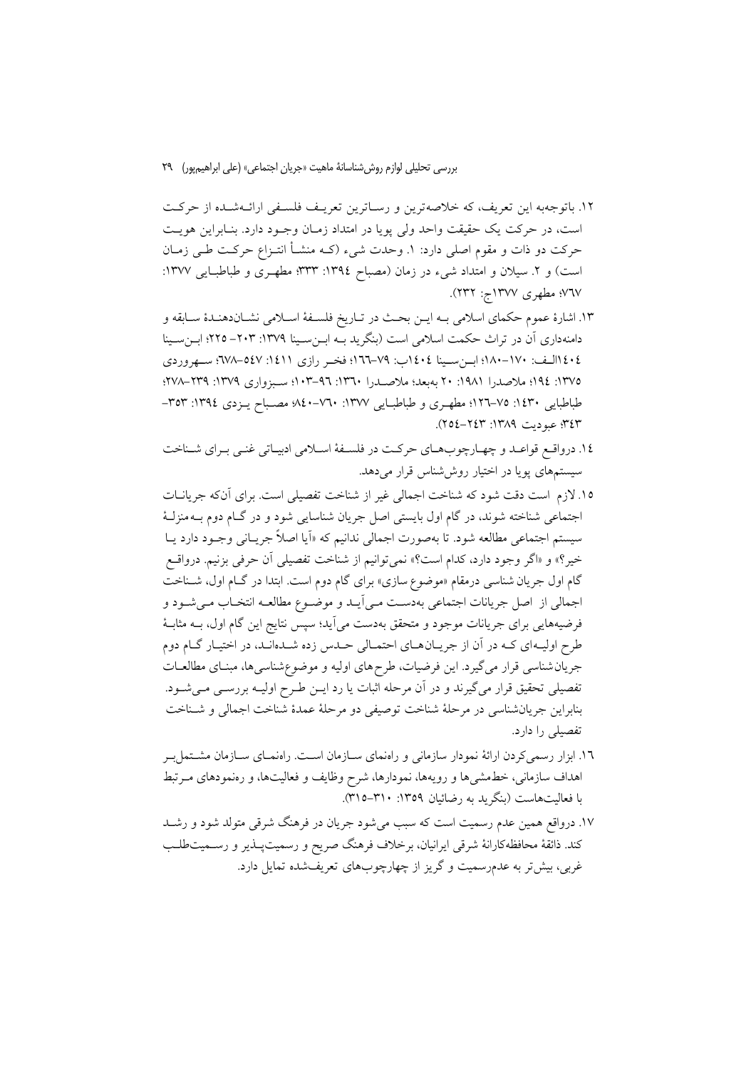۱۲. باتوجه‌به این تعریف، که خلاصه‌ترین و رساترین تعریف فلسفی ارائه‌شده از حرکت است، در حرکت یک حقیقت واحد ولی پویا در امتداد زمان وجود دارد. بنابراین هویت حرکت دو ذات و مقوم اصلی دارد: ۱. وحدت شیء (که منشأ انتزاع حرکت طی زمان است) و ۲. سیلان و امتداد شیء در زمان (مصباح ۱۳۹٤: ۳۳۳؛ مطهری و طباطبایی ۱۳۷۷: ۷٦۷؛ مطهری ۱۳۷۷ج: ۲۳۲).

۱۳. اشارهٔ عموم حکمای اسلامی به این بحث در تاریخ فلسفهٔ اسلامی نشان‌دهندهٔ سابقه و دامنه‌داری آن در تراث حکمت اسلامی است (بنگرید به ابن‌سینا ۱۳۷۹: ۲۰۳- ۲۲۵؛ ابن‌سینا ۱٤۰٤الف: ۱۷۰-۱۸۰؛ ابن‌سینا ۱٤۰٤ب: ۷۹-۱٦٦؛ فخر رازی ۱٤۱۱: ۵٤۷-٦۷۸؛ سهروردی ۱۳۷۵: ۱۹٤؛ ملاصدرا ۱۹۸۱: ۲۰ به‌بعد؛ ملاصدرا ۱۳٦۰: ۹٦-۱۰۳؛ سبزواری ۱۳۷۹: ۲۳۹-۲۷۸؛ طباطبایی ۱٤۳۰: ۷۵-۱۲٦؛ مطهری و طباطبایی ۱۳۷۷: ۷٦۰-۸٤۰؛ مصباح یزدی ۱۳۹٤: ۳۵۳-۳٤۳؛ عبودیت ۱۳۸۹: ۲٤۳-۲۵٤).

۱٤. درواقع قواعد و چهارچوب‌های حرکت در فلسفهٔ اسلامی ادبیاتی غنی برای شناخت سیستم‌های پویا در اختیار روش‌شناس قرار می‌دهد.

۱۵. لازم است دقت شود که شناخت اجمالی غیر از شناخت تفصیلی است. برای آن‌که جریانات اجتماعی شناخته شوند، در گام اول بایستی اصل جریان شناسایی شود و در گام دوم به‌منزلهٔ سیستم اجتماعی مطالعه شود. تا به‌صورت اجمالی ندانیم که «آیا اصلاً جریانی وجود دارد یا خیر؟» و «اگر وجود دارد، کدام است؟» نمی‌توانیم از شناخت تفصیلی آن حرفی بزنیم. درواقع گام اول جریان شناسی درمقام «موضوع سازی» برای گام دوم است. ابتدا در گام اول، شناخت اجمالی از اصل جریانات اجتماعی به‌دست می‌آید و موضوع مطالعه انتخاب می‌شود و فرضیه‌هایی برای جریانات موجود و متحقق به‌دست می‌آید؛ سپس نتایج این گام اول، به مثابهٔ طرح اولیه‌ای که در آن از جریان‌های احتمالی حدس زده شده‌اند، در اختیار گام دوم جریان‌شناسی قرار می‌گیرد. این فرضیات، طرح‌های اولیه و موضوع‌شناسی‌ها، مبنای مطالعات تفصیلی تحقیق قرار می‌گیرند و در آن مرحله اثبات یا رد این طرح اولیه بررسی می‌شود. بنابراین جریان‌شناسی در مرحلهٔ شناخت توصیفی دو مرحلهٔ عمدهٔ شناخت اجمالی و شناخت تفصیلی را دارد.

۱٦. ابزار رسمی‌کردن ارائهٔ نمودار سازمانی و راهنمای سازمان است. راهنمای سازمان مشتمل‌بر اهداف سازمانی، خط‌مشی‌ها و رویه‌ها، نمودارها، شرح وظایف و فعالیت‌ها، و رهنمودهای مرتبط با فعالیت‌هاست (بنگرید به رضائیان ۱۳۵۹: ۳۱۰-۳۱۵).

۱۷. درواقع همین عدم رسمیت است که سبب می‌شود جریان در فرهنگ شرقی متولد شود و رشد کند. ذائقهٔ محافظه‌کارانهٔ شرقی ایرانیان، برخلاف فرهنگ صریح و رسمیت‌پذیر و رسمیت‌طلب غربی، بیش‌تر به عدم‌رسمیت و گریز از چهارچوب‌های تعریف‌شده تمایل دارد.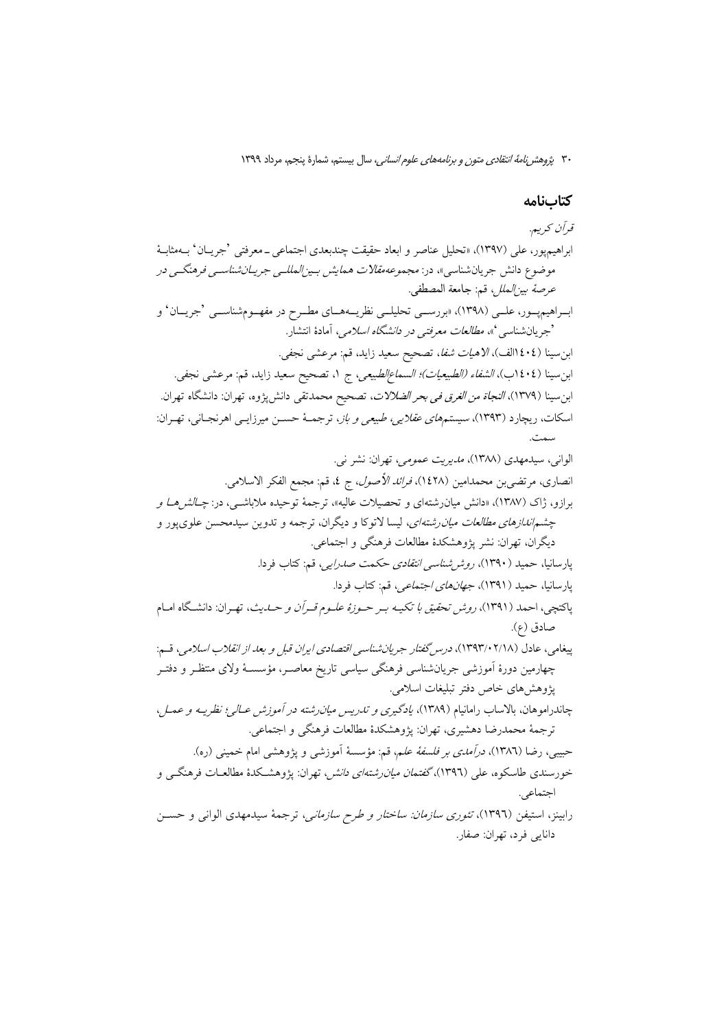## کتاب‌نامه

*قرآن کریم.*

ابراهیم‌پور، علی (۱۳۹۷)، «تحلیل عناصر و ابعاد حقیقت چندبعدی اجتماعی ـ معرفتی 'جریان' به‌مثابهٔ موضوع دانش جریان‌شناسی»، در: *مجموعه‌مقالات همایش بین‌المللی جریان‌شناسی فرهنگی در عرصهٔ بین‌الملل*، قم: جامعة المصطفی.

ابراهیم‌پور، علی (۱۳۹۸)، «بررسی تحلیلی نظریه‌های مطرح در مفهوم‌شناسی 'جریان' و 'جریان‌شناسی'»، *مطالعات معرفتی در دانشگاه اسلامی*، آمادهٔ انتشار.

ابن‌سینا (۱٤۰٤الف)، *الاهیات شفا*، تصحیح سعید زاید، قم: مرعشی نجفی.

ابن‌سینا (۱٤۰٤ب)، *الشفاء (الطبیعیات)؛ السماع‌الطبیعی*، ج ۱، تصحیح سعید زاید، قم: مرعشی نجفی.

ابن‌سینا (۱۳۷۹)، *النجاة من الغرق فی بحر الضلالات*، تصحیح محمدتقی دانش‌پژوه، تهران: دانشگاه تهران.

اسکات، ریچارد (۱۳۹۳)، *سیستم‌های عقلایی، طبیعی و باز*، ترجمهٔ حسن میرزایی اهرنجانی، تهران: سمت.

الوانی، سیدمهدی (۱۳۸۸)، *مدیریت عمومی*، تهران: نشر نی.

انصاری، مرتضی‌بن محمدامین (۱٤۲۸)، *فرائد الأصول*، ج ٤، قم: مجمع الفکر الاسلامی.

برازو، ژاک (۱۳۸۷)، «دانش میان‌رشته‌ای و تحصیلات عالیه»، ترجمهٔ توحیده ملاباشی، در: *چالش‌ها و چشم‌اندازهای مطالعات میان‌رشته‌ای*، لیسا لاتوکا و دیگران، ترجمه و تدوین سیدمحسن علوی‌پور و دیگران، تهران: نشر پژوهشکدهٔ مطالعات فرهنگی و اجتماعی.

پارسانیا، حمید (۱۳۹۰)، *روش‌شناسی انتقادی حکمت صدرایی*، قم: کتاب فردا.

پارسانیا، حمید (۱۳۹۱)، *جهان‌های اجتماعی*، قم: کتاب فردا.

پاکتچی، احمد (۱۳۹۱)، *روش تحقیق با تکیه بر حوزهٔ علوم قرآن و حدیث*، تهران: دانشگاه امام صادق (ع).

پیغامی، عادل (۱۳۹۳/۰۲/۱۸)، *درس‌گفتار جریان‌شناسی اقتصادی ایران قبل و بعد از انقلاب اسلامی*، قم: چهارمین دورهٔ آموزشی جریان‌شناسی فرهنگی سیاسی تاریخ معاصر، مؤسسهٔ ولای منتظر و دفتر پژوهش‌های خاص دفتر تبلیغات اسلامی.

چاندراموهان، بالاساب رامانیام (۱۳۸۹)، *یادگیری و تدریس میان‌رشته در آموزش عالی؛ نظریه و عمل*، ترجمهٔ محمدرضا دهشیری، تهران: پژوهشکدهٔ مطالعات فرهنگی و اجتماعی.

حبیبی، رضا (۱۳۸٦)، *درآمدی بر فلسفهٔ علم*، قم: مؤسسهٔ آموزشی و پژوهشی امام خمینی (ره).

خورسندی طاسکوه، علی (۱۳۹٦)، *گفتمان میان‌رشته‌ای دانش*، تهران: پژوهشکدهٔ مطالعات فرهنگی و اجتماعی.

رابینز، استیفن (۱۳۹٦)، *تئوری سازمان: ساختار و طرح سازمانی*، ترجمهٔ سیدمهدی الوانی و حسن دانایی فرد، تهران: صفار.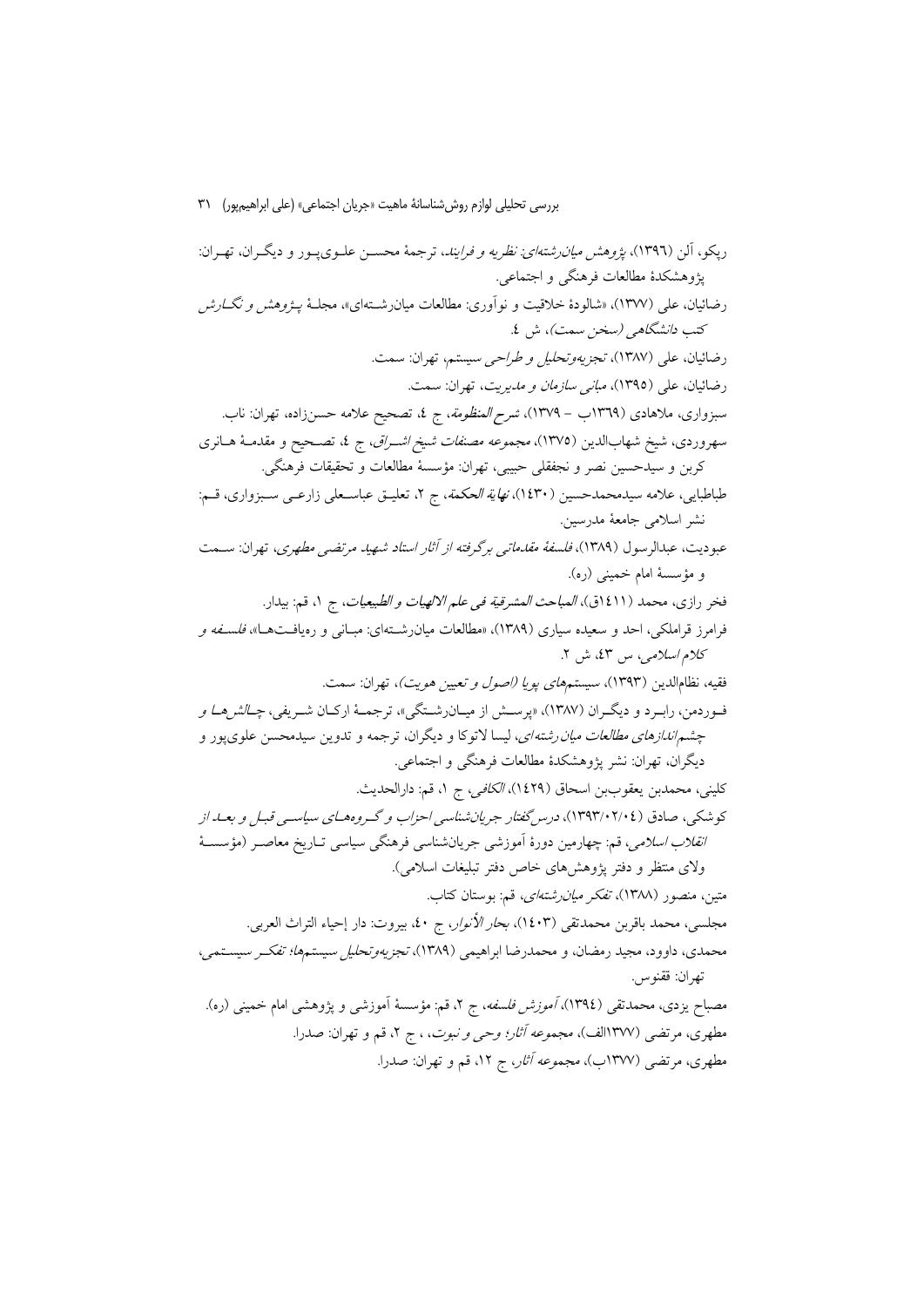ریکو، آلن (۱۳۹٦)، *پژوهش میان‌رشته‌ای: نظریه و فرایند*، ترجمهٔ محسن علوی‌پور و دیگران، تهران: پژوهشکدهٔ مطالعات فرهنگی و اجتماعی.

رضائیان، علی (۱۳۷۷)، «شالودهٔ خلاقیت و نوآوری: مطالعات میان‌رشته‌ای»، مجلهٔ *پژوهش و نگارش کتب دانشگاهی (سخن سمت)*، ش ٤.

رضائیان، علی (۱۳۸۷)، *تجزیه‌وتحلیل و طراحی سیستم*، تهران: سمت.

رضائیان، علی (۱۳۹٥)، *مبانی سازمان و مدیریت*، تهران: سمت.

سبزواری، ملاهادی (۱۳٦۹ب – ۱۳۷۹)، *شرح المنظومة*، ج ٤، تصحیح علامه حسن‌زاده، تهران: ناب.

سهروردی، شیخ شهاب‌الدین (۱۳۷٥)، *مجموعه مصنفات شیخ اشراق*، ج ٤، تصحیح و مقدمهٔ هانری کربن و سیدحسین نصر و نجفقلی حبیبی، تهران: مؤسسهٔ مطالعات و تحقیقات فرهنگی.

طباطبایی، علامه سیدمحمدحسین (۱٤۳۰)، *نهایة الحکمة*، ج ۲، تعلیق عباسعلی زارعی سبزواری، قم: نشر اسلامی جامعهٔ مدرسین.

عبودیت، عبدالرسول (۱۳۸۹)، *فلسفهٔ مقدماتی برگرفته از آثار استاد شهید مرتضی مطهری*، تهران: سمت و مؤسسهٔ امام خمینی (ره).

فخر رازی، محمد (۱٤۱۱ق)، *المباحث المشرقیة فی علم الالهیات و الطبیعیات*، ج ۱، قم: بیدار.

فرامرز قراملکی، احد و سعیده سیاری (۱۳۸۹)، «مطالعات میان‌رشته‌ای: مبانی و رهیافت‌ها»، *فلسفه و کلام اسلامی*، س ٤۳، ش ۲.

فقیه، نظام‌الدین (۱۳۹۳)، *سیستم‌های پویا (اصول و تعیین هویت)*، تهران: سمت.

فوردمن، رابرد و دیگران (۱۳۸۷)، «پرسش از میان‌رشتگی»، ترجمهٔ ارکان شریفی، *چالش‌ها و چشم‌اندازهای مطالعات میان‌رشته‌ای*، لیسا لاتوکا و دیگران، ترجمه و تدوین سیدمحسن علوی‌پور و دیگران، تهران: نشر پژوهشکدهٔ مطالعات فرهنگی و اجتماعی.

کلینی، محمدبن یعقوب‌بن اسحاق (۱٤۲۹)، *الکافی*، ج ۱، قم: دارالحدیث.

کوشکی، صادق (۱۳۹۳/۰۲/۰٤)، *درس‌گفتار جریان‌شناسی احزاب و گروه‌های سیاسی قبل و بعد از انقلاب اسلامی*، قم: چهارمین دورهٔ آموزشی جریان‌شناسی فرهنگی سیاسی تاریخ معاصر (مؤسسهٔ ولای منتظر و دفتر پژوهش‌های خاص دفتر تبلیغات اسلامی).

متین، منصور (۱۳۸۸)، *تفکر میان‌رشته‌ای*، قم: بوستان کتاب.

مجلسی، محمد باقربن محمدتقی (۱٤۰۳)، *بحار الأنوار*، ج ٤۰، بیروت: دار إحیاء التراث العربی.

محمدی، داوود، مجید رمضان، و محمدرضا ابراهیمی (۱۳۸۹)، *تجزیه‌وتحلیل سیستم‌ها؛ تفکر سیستمی*، تهران: ققنوس.

مصباح یزدی، محمدتقی (۱۳۹٤)، *آموزش فلسفه*، ج ۲، قم: مؤسسهٔ آموزشی و پژوهشی امام خمینی (ره).

مطهری، مرتضی (۱۳۷۷الف)، *مجموعه آثار؛ وحی و نبوت*، ، ج ۲، قم و تهران: صدرا.

مطهری، مرتضی (۱۳۷۷ب)، *مجموعه آثار*، ج ۱۲، قم و تهران: صدرا.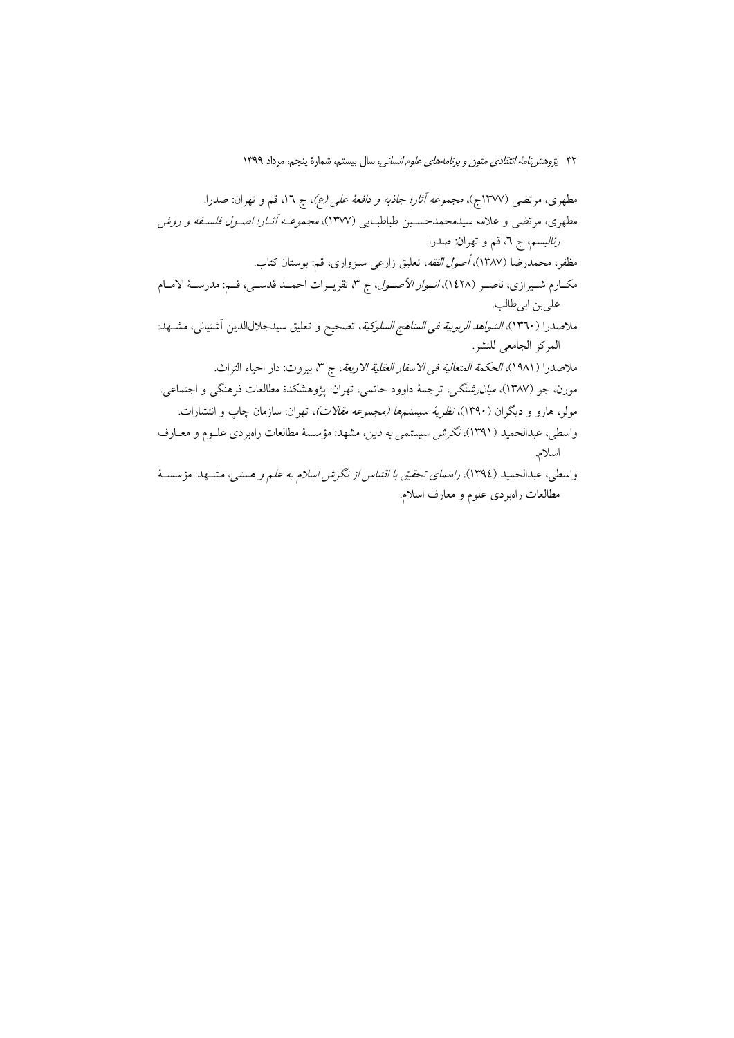مطهری، مرتضی (۱۳۷۷ج)، *مجموعه آثار؛ جاذبه و دافعهٔ علی (ع)*، ج ۱۶، قم و تهران: صدرا.

مطهری، مرتضی و علامه سیدمحمدحسین طباطبایی (۱۳۷۷)، *مجموعه آثار؛ اصول فلسفه و روش رئالیسم*، ج ۶، قم و تهران: صدرا.

مظفر، محمدرضا (۱۳۸۷)، *أصول الفقه*، تعلیق زارعی سبزواری، قم: بوستان کتاب.

مکارم شیرازی، ناصر (۱۴۲۸)، *انوار الأصول*، ج ۳، تقریرات احمد قدسی، قم: مدرسهٔ الامام علی‌بن ابی‌طالب.

ملاصدرا (۱۳۶۰)، *الشواهد الربوبیة فی المناهج السلوکیة*، تصحیح و تعلیق سیدجلال‌الدین آشتیانی، مشهد: المرکز الجامعی للنشر.

ملاصدرا (۱۹۸۱)، *الحکمة المتعالیة فی الاسفار العقلیة الاربعة*، ج ۳، بیروت: دار احیاء التراث.

مورن، جو (۱۳۸۷)، *میان‌رشتگی*، ترجمهٔ داوود حاتمی، تهران: پژوهشکدهٔ مطالعات فرهنگی و اجتماعی.

مولر، هارو و دیگران (۱۳۹۰)، *نظریهٔ سیستم‌ها (مجموعه مقالات)*، تهران: سازمان چاپ و انتشارات.

واسطی، عبدالحمید (۱۳۹۱)، *نگرش سیستمی به دین*، مشهد: مؤسسهٔ مطالعات راهبردی علوم و معارف اسلام.

واسطی، عبدالحمید (۱۳۹۴)، *راهنمای تحقیق با اقتباس از نگرش اسلام به علم و هستی*، مشهد: مؤسسهٔ مطالعات راهبردی علوم و معارف اسلام.